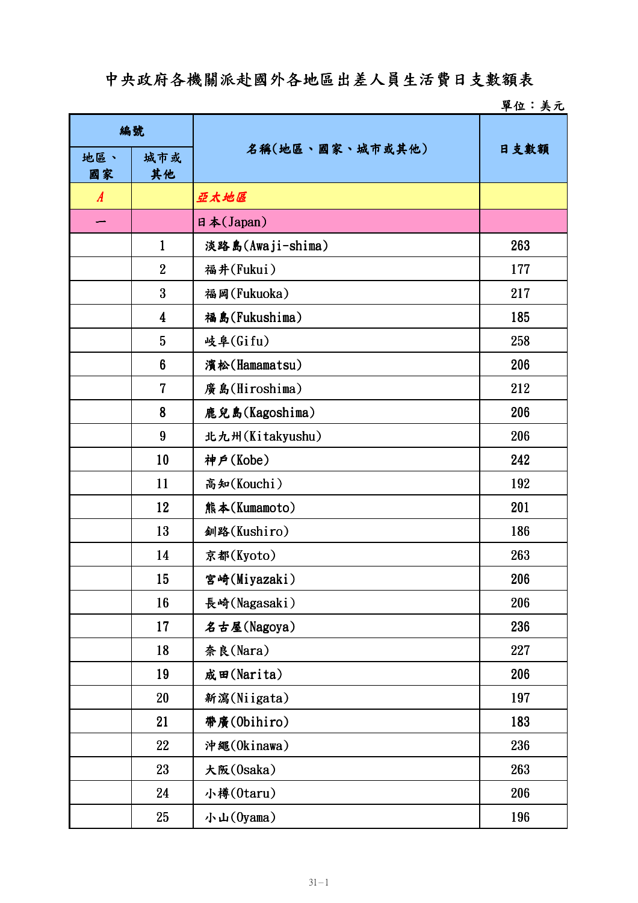# 中央政府各機關派赴國外各地區出差人員生活費日支數額表

單位：美元

| 編號 | | 名稱(地區、國家、城市或其他) | 日支數額 |
|---|---|---|---|
| 地區、國家 | 城市或其他 | | |
| *A* | | ***亞太地區*** | |
| 一 | | 日本(Japan) | |
| | 1 | 淡路島(Awaji-shima) | 263 |
| | 2 | 福井(Fukui) | 177 |
| | 3 | 福岡(Fukuoka) | 217 |
| | 4 | 福島(Fukushima) | 185 |
| | 5 | 岐阜(Gifu) | 258 |
| | 6 | 濱松(Hamamatsu) | 206 |
| | 7 | 廣島(Hiroshima) | 212 |
| | 8 | 鹿兒島(Kagoshima) | 206 |
| | 9 | 北九州(Kitakyushu) | 206 |
| | 10 | 神戶(Kobe) | 242 |
| | 11 | 高知(Kouchi) | 192 |
| | 12 | 熊本(Kumamoto) | 201 |
| | 13 | 釧路(Kushiro) | 186 |
| | 14 | 京都(Kyoto) | 263 |
| | 15 | 宮崎(Miyazaki) | 206 |
| | 16 | 長崎(Nagasaki) | 206 |
| | 17 | 名古屋(Nagoya) | 236 |
| | 18 | 奈良(Nara) | 227 |
| | 19 | 成田(Narita) | 206 |
| | 20 | 新瀉(Niigata) | 197 |
| | 21 | 帶廣(Obihiro) | 183 |
| | 22 | 沖繩(Okinawa) | 236 |
| | 23 | 大阪(Osaka) | 263 |
| | 24 | 小樽(Otaru) | 206 |
| | 25 | 小山(Oyama) | 196 |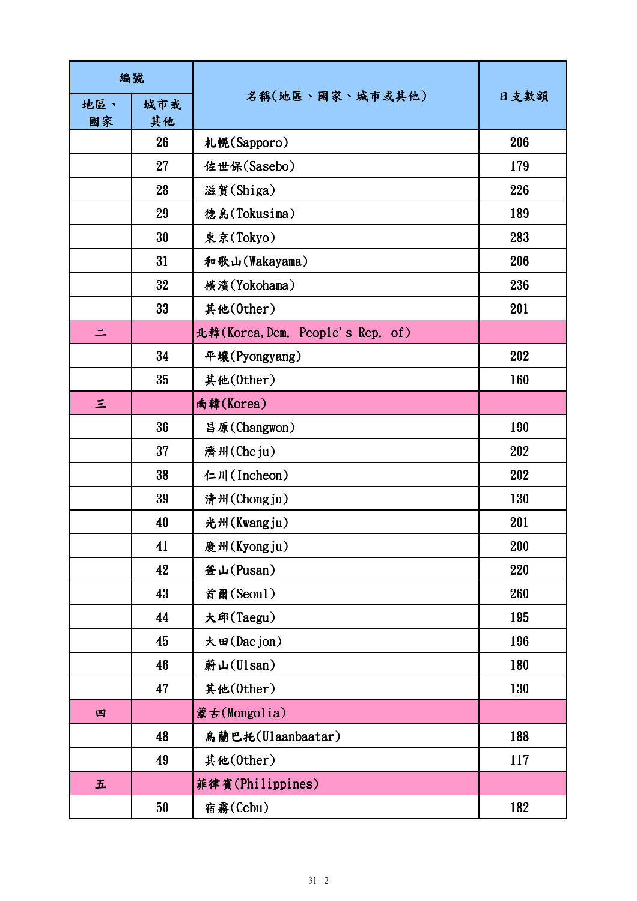| 編號 | | 名稱(地區、國家、城市或其他) | 日支數額 |
|---|---|---|---|
| 地區、國家 | 城市或其他 | | |
| | 26 | 札幌(Sapporo) | 206 |
| | 27 | 佐世保(Sasebo) | 179 |
| | 28 | 滋賀(Shiga) | 226 |
| | 29 | 德島(Tokusima) | 189 |
| | 30 | 東京(Tokyo) | 283 |
| | 31 | 和歌山(Wakayama) | 206 |
| | 32 | 橫濱(Yokohama) | 236 |
| | 33 | 其他(Other) | 201 |
| 二 | | 北韓(Korea,Dem. People's Rep. of) | |
| | 34 | 平壤(Pyongyang) | 202 |
| | 35 | 其他(Other) | 160 |
| 三 | | 南韓(Korea) | |
| | 36 | 昌原(Changwon) | 190 |
| | 37 | 濟州(Cheju) | 202 |
| | 38 | 仁川(Incheon) | 202 |
| | 39 | 清州(Chongju) | 130 |
| | 40 | 光州(Kwangju) | 201 |
| | 41 | 慶州(Kyongju) | 200 |
| | 42 | 釜山(Pusan) | 220 |
| | 43 | 首爾(Seoul) | 260 |
| | 44 | 大邱(Taegu) | 195 |
| | 45 | 大田(Daejon) | 196 |
| | 46 | 蔚山(Ulsan) | 180 |
| | 47 | 其他(Other) | 130 |
| 四 | | 蒙古(Mongolia) | |
| | 48 | 烏蘭巴托(Ulaanbaatar) | 188 |
| | 49 | 其他(Other) | 117 |
| 五 | | 菲律賓(Philippines) | |
| | 50 | 宿霧(Cebu) | 182 |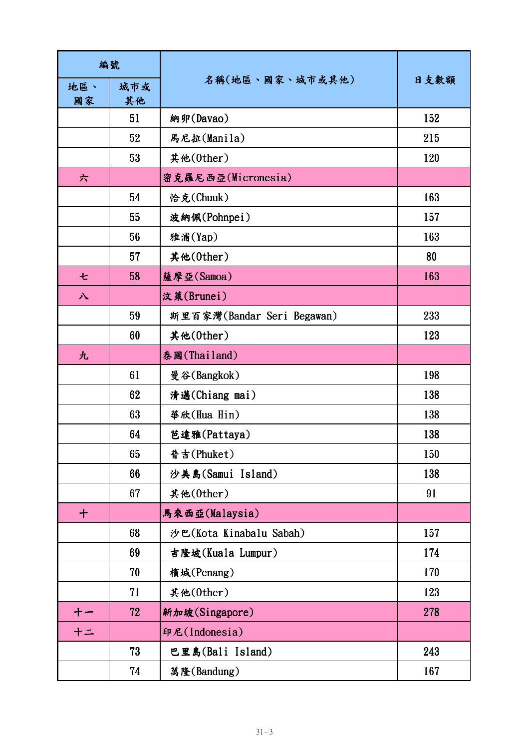| 編號 | | 名稱(地區、國家、城市或其他) | 日支數額 |
|---|---|---|---|
| 地區、國家 | 城市或其他 | | |
| | 51 | 納卯(Davao) | 152 |
| | 52 | 馬尼拉(Manila) | 215 |
| | 53 | 其他(Other) | 120 |
| 六 | | 密克羅尼西亞(Micronesia) | |
| | 54 | 恰克(Chuuk) | 163 |
| | 55 | 波納佩(Pohnpei) | 157 |
| | 56 | 雅浦(Yap) | 163 |
| | 57 | 其他(Other) | 80 |
| 七 | 58 | 薩摩亞(Samoa) | 163 |
| 八 | | 汶萊(Brunei) | |
| | 59 | 斯里百家灣(Bandar Seri Begawan) | 233 |
| | 60 | 其他(Other) | 123 |
| 九 | | 泰國(Thailand) | |
| | 61 | 曼谷(Bangkok) | 198 |
| | 62 | 清邁(Chiang mai) | 138 |
| | 63 | 華欣(Hua Hin) | 138 |
| | 64 | 芭達雅(Pattaya) | 138 |
| | 65 | 普吉(Phuket) | 150 |
| | 66 | 沙美島(Samui Island) | 138 |
| | 67 | 其他(Other) | 91 |
| 十 | | 馬來西亞(Malaysia) | |
| | 68 | 沙巴(Kota Kinabalu Sabah) | 157 |
| | 69 | 吉隆坡(Kuala Lumpur) | 174 |
| | 70 | 檳城(Penang) | 170 |
| | 71 | 其他(Other) | 123 |
| 十一 | 72 | 新加坡(Singapore) | 278 |
| 十二 | | 印尼(Indonesia) | |
| | 73 | 巴里島(Bali Island) | 243 |
| | 74 | 萬隆(Bandung) | 167 |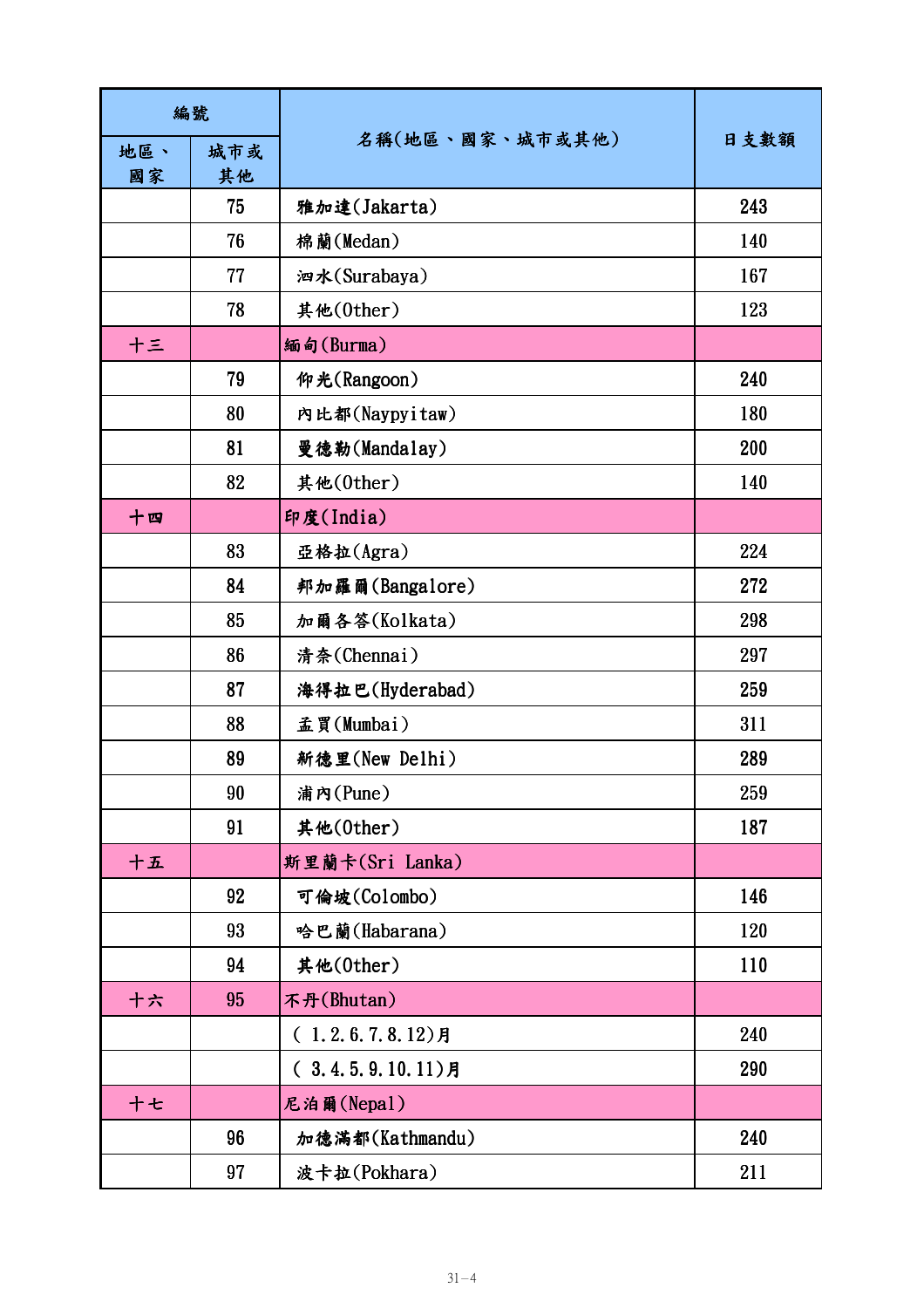| 編號 | | 名稱(地區、國家、城市或其他) | 日支數額 |
|---|---|---|---|
| 地區、國家 | 城市或其他 | | |
| | 75 | 雅加達(Jakarta) | 243 |
| | 76 | 棉蘭(Medan) | 140 |
| | 77 | 泗水(Surabaya) | 167 |
| | 78 | 其他(Other) | 123 |
| 十三 | | 緬甸(Burma) | |
| | 79 | 仰光(Rangoon) | 240 |
| | 80 | 內比都(Naypyitaw) | 180 |
| | 81 | 曼德勒(Mandalay) | 200 |
| | 82 | 其他(Other) | 140 |
| 十四 | | 印度(India) | |
| | 83 | 亞格拉(Agra) | 224 |
| | 84 | 邦加羅爾(Bangalore) | 272 |
| | 85 | 加爾各答(Kolkata) | 298 |
| | 86 | 清奈(Chennai) | 297 |
| | 87 | 海得拉巴(Hyderabad) | 259 |
| | 88 | 孟買(Mumbai) | 311 |
| | 89 | 新德里(New Delhi) | 289 |
| | 90 | 浦內(Pune) | 259 |
| | 91 | 其他(Other) | 187 |
| 十五 | | 斯里蘭卡(Sri Lanka) | |
| | 92 | 可倫坡(Colombo) | 146 |
| | 93 | 哈巴蘭(Habarana) | 120 |
| | 94 | 其他(Other) | 110 |
| 十六 | 95 | 不丹(Bhutan) | |
| | | ( 1.2.6.7.8.12)月 | 240 |
| | | ( 3.4.5.9.10.11)月 | 290 |
| 十七 | | 尼泊爾(Nepal) | |
| | 96 | 加德滿都(Kathmandu) | 240 |
| | 97 | 波卡拉(Pokhara) | 211 |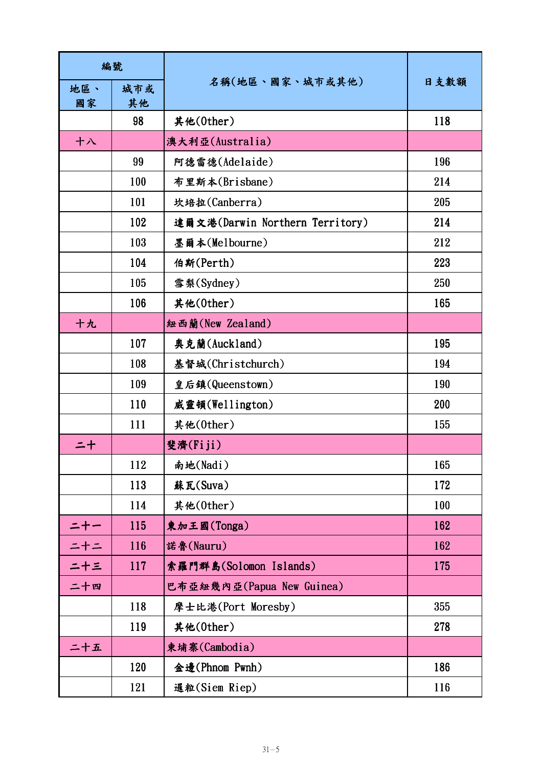| 編號 | | 名稱(地區、國家、城市或其他) | 日支數額 |
|---|---|---|---|
| 地區、國家 | 城市或其他 | | |
| | 98 | 其他(Other) | 118 |
| 十八 | | 澳大利亞(Australia) | |
| | 99 | 阿德雷德(Adelaide) | 196 |
| | 100 | 布里斯本(Brisbane) | 214 |
| | 101 | 坎培拉(Canberra) | 205 |
| | 102 | 達爾文港(Darwin Northern Territory) | 214 |
| | 103 | 墨爾本(Melbourne) | 212 |
| | 104 | 伯斯(Perth) | 223 |
| | 105 | 雪梨(Sydney) | 250 |
| | 106 | 其他(Other) | 165 |
| 十九 | | 紐西蘭(New Zealand) | |
| | 107 | 奧克蘭(Auckland) | 195 |
| | 108 | 基督城(Christchurch) | 194 |
| | 109 | 皇后鎮(Queenstown) | 190 |
| | 110 | 威靈頓(Wellington) | 200 |
| | 111 | 其他(Other) | 155 |
| 二十 | | 斐濟(Fiji) | |
| | 112 | 南地(Nadi) | 165 |
| | 113 | 蘇瓦(Suva) | 172 |
| | 114 | 其他(Other) | 100 |
| 二十一 | 115 | 東加王國(Tonga) | 162 |
| 二十二 | 116 | 諾魯(Nauru) | 162 |
| 二十三 | 117 | 索羅門群島(Solomon Islands) | 175 |
| 二十四 | | 巴布亞紐幾內亞(Papua New Guinea) | |
| | 118 | 摩士比港(Port Moresby) | 355 |
| | 119 | 其他(Other) | 278 |
| 二十五 | | 柬埔寨(Cambodia) | |
| | 120 | 金邊(Phnom Pwnh) | 186 |
| | 121 | 暹粒(Siem Riep) | 116 |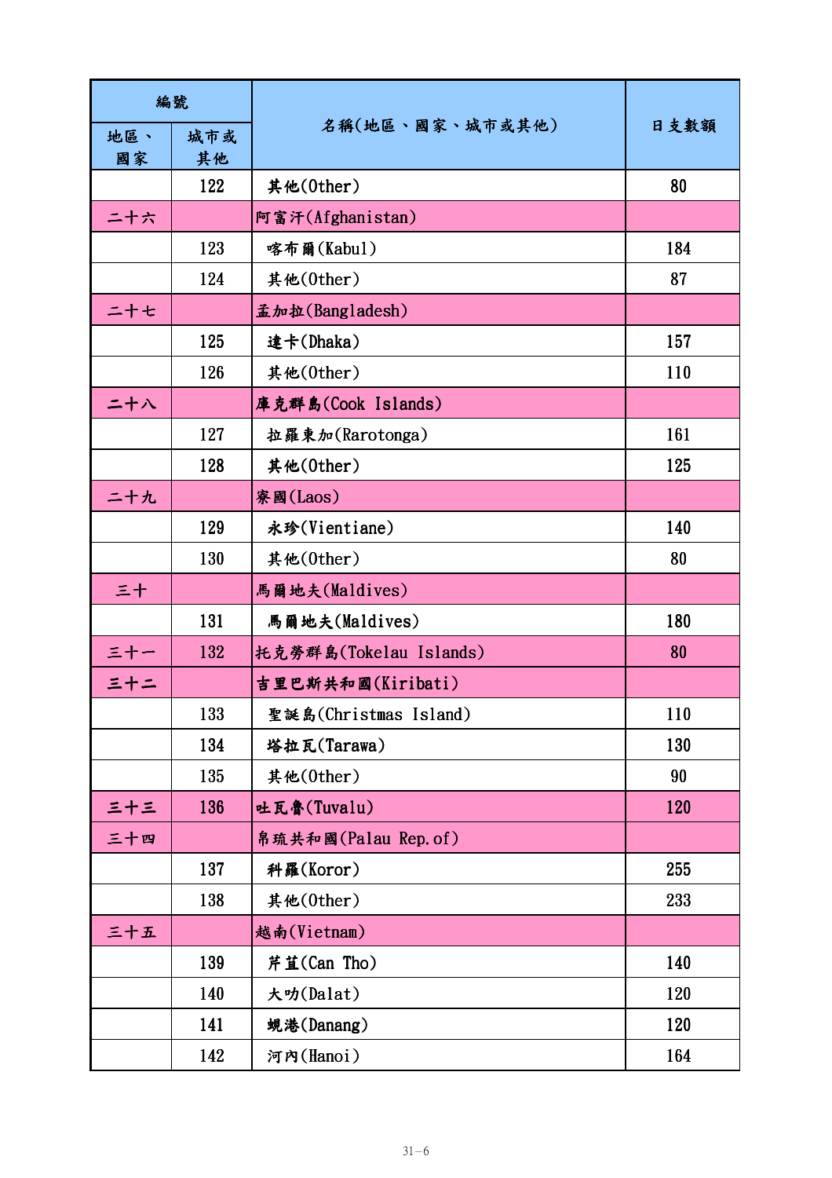| 編號 | | 名稱(地區、國家、城市或其他) | 日支數額 |
|---|---|---|---|
| 地區、國家 | 城市或其他 | | |
| | 122 | 其他(Other) | 80 |
| 二十六 | | 阿富汗(Afghanistan) | |
| | 123 | 喀布爾(Kabul) | 184 |
| | 124 | 其他(Other) | 87 |
| 二十七 | | 孟加拉(Bangladesh) | |
| | 125 | 達卡(Dhaka) | 157 |
| | 126 | 其他(Other) | 110 |
| 二十八 | | 庫克群島(Cook Islands) | |
| | 127 | 拉羅東加(Rarotonga) | 161 |
| | 128 | 其他(Other) | 125 |
| 二十九 | | 寮國(Laos) | |
| | 129 | 永珍(Vientiane) | 140 |
| | 130 | 其他(Other) | 80 |
| 三十 | | 馬爾地夫(Maldives) | |
| | 131 | 馬爾地夫(Maldives) | 180 |
| 三十一 | 132 | 托克勞群島(Tokelau Islands) | 80 |
| 三十二 | | 吉里巴斯共和國(Kiribati) | |
| | 133 | 聖誕島(Christmas Island) | 110 |
| | 134 | 塔拉瓦(Tarawa) | 130 |
| | 135 | 其他(Other) | 90 |
| 三十三 | 136 | 吐瓦魯(Tuvalu) | 120 |
| 三十四 | | 帛琉共和國(Palau Rep.of) | |
| | 137 | 科羅(Koror) | 255 |
| | 138 | 其他(Other) | 233 |
| 三十五 | | 越南(Vietnam) | |
| | 139 | 芹苴(Can Tho) | 140 |
| | 140 | 大叻(Dalat) | 120 |
| | 141 | 峴港(Danang) | 120 |
| | 142 | 河內(Hanoi) | 164 |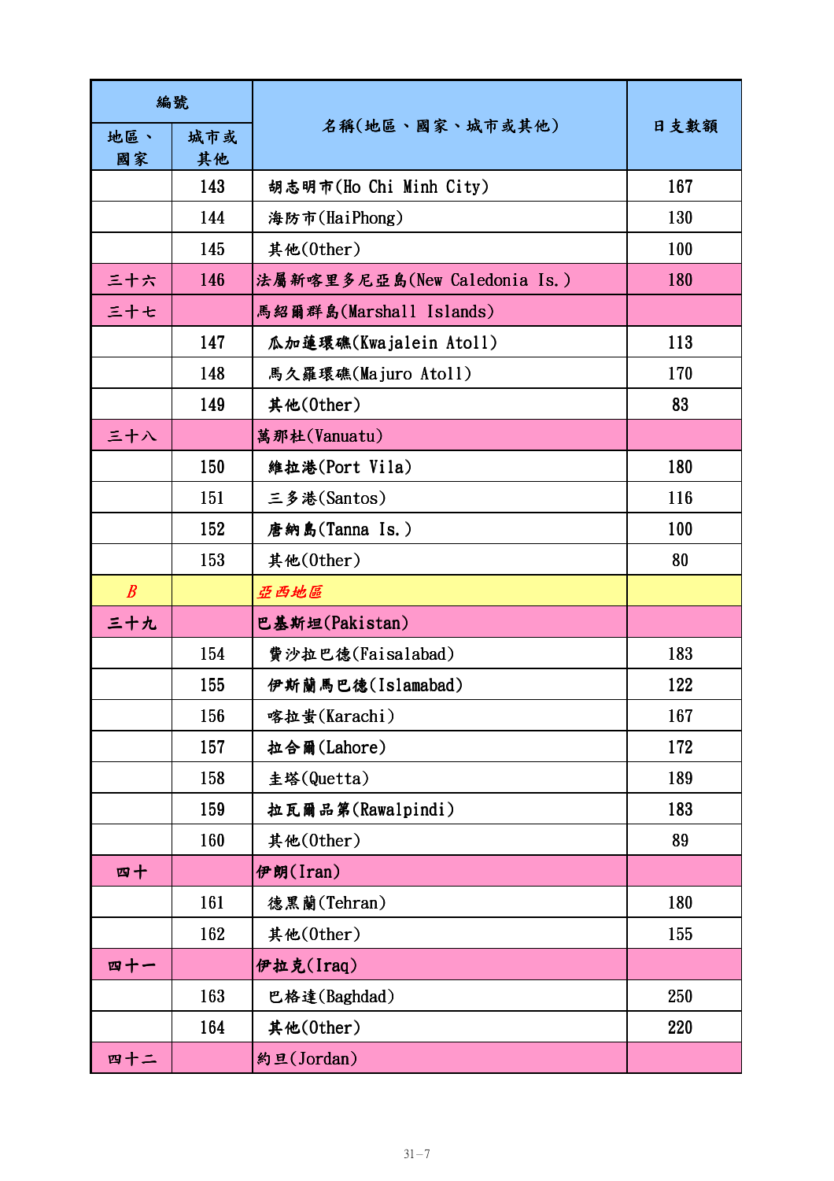| 編號 | | 名稱(地區、國家、城市或其他) | 日支數額 |
|---|---|---|---|
| 地區、國家 | 城市或其他 | | |
| | 143 | 胡志明市(Ho Chi Minh City) | 167 |
| | 144 | 海防市(HaiPhong) | 130 |
| | 145 | 其他(Other) | 100 |
| 三十六 | 146 | 法屬新喀里多尼亞島(New Caledonia Is.) | 180 |
| 三十七 | | 馬紹爾群島(Marshall Islands) | |
| | 147 | 瓜加蓮環礁(Kwajalein Atoll) | 113 |
| | 148 | 馬久羅環礁(Majuro Atoll) | 170 |
| | 149 | 其他(Other) | 83 |
| 三十八 | | 萬那杜(Vanuatu) | |
| | 150 | 維拉港(Port Vila) | 180 |
| | 151 | 三多港(Santos) | 116 |
| | 152 | 唐納島(Tanna Is.) | 100 |
| | 153 | 其他(Other) | 80 |
| *B* | | *亞西地區* | |
| 三十九 | | 巴基斯坦(Pakistan) | |
| | 154 | 費沙拉巴德(Faisalabad) | 183 |
| | 155 | 伊斯蘭馬巴德(Islamabad) | 122 |
| | 156 | 喀拉蚩(Karachi) | 167 |
| | 157 | 拉合爾(Lahore) | 172 |
| | 158 | 圭塔(Quetta) | 189 |
| | 159 | 拉瓦爾品第(Rawalpindi) | 183 |
| | 160 | 其他(Other) | 89 |
| 四十 | | 伊朗(Iran) | |
| | 161 | 德黑蘭(Tehran) | 180 |
| | 162 | 其他(Other) | 155 |
| 四十一 | | 伊拉克(Iraq) | |
| | 163 | 巴格達(Baghdad) | 250 |
| | 164 | 其他(Other) | 220 |
| 四十二 | | 約旦(Jordan) | |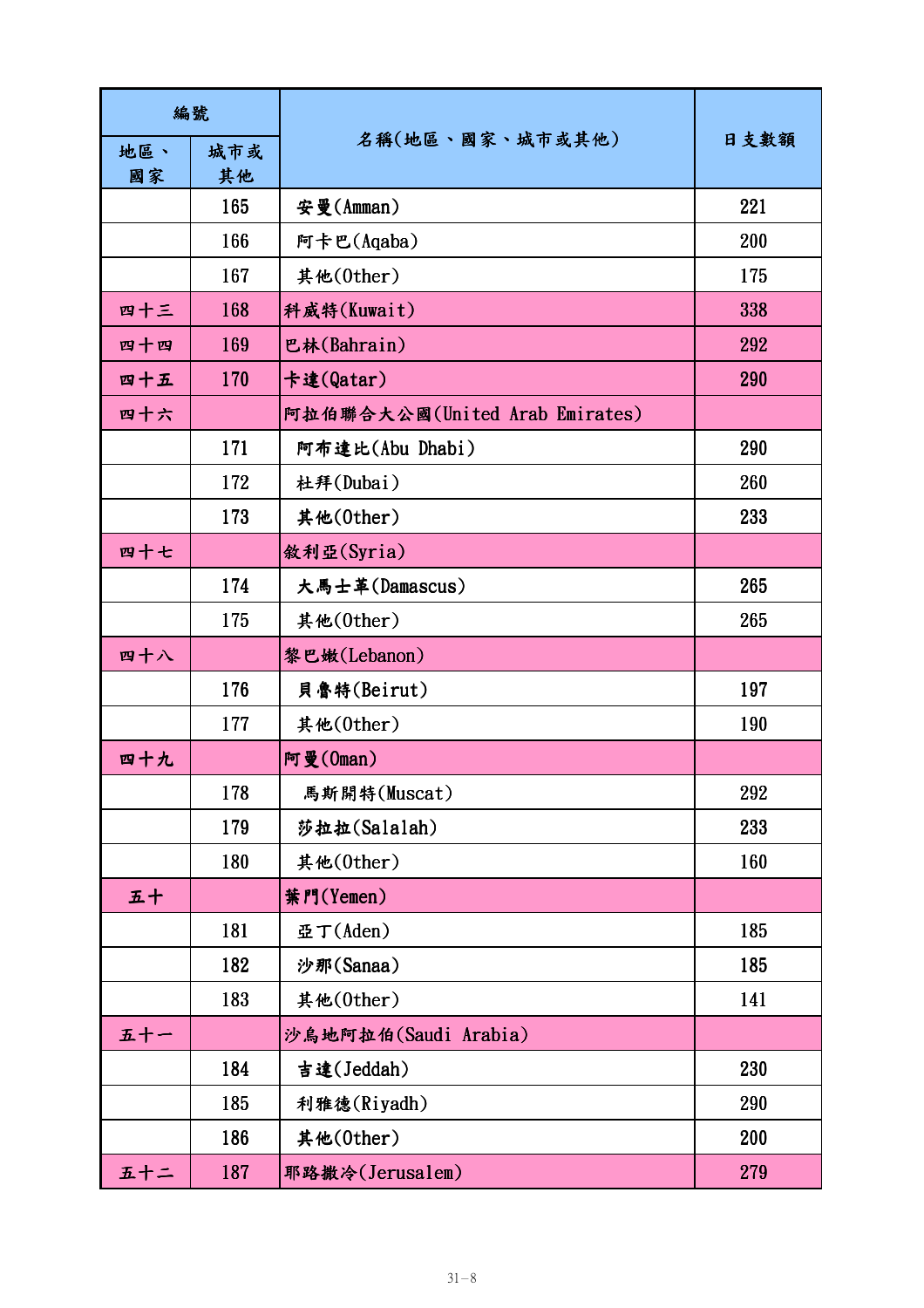| 編號 | | 名稱(地區、國家、城市或其他) | 日支數額 |
|---|---|---|---|
| 地區、國家 | 城市或其他 | | |
| | 165 | 安曼(Amman) | 221 |
| | 166 | 阿卡巴(Aqaba) | 200 |
| | 167 | 其他(Other) | 175 |
| 四十三 | 168 | 科威特(Kuwait) | 338 |
| 四十四 | 169 | 巴林(Bahrain) | 292 |
| 四十五 | 170 | 卡達(Qatar) | 290 |
| 四十六 | | 阿拉伯聯合大公國(United Arab Emirates) | |
| | 171 | 阿布達比(Abu Dhabi) | 290 |
| | 172 | 杜拜(Dubai) | 260 |
| | 173 | 其他(Other) | 233 |
| 四十七 | | 敘利亞(Syria) | |
| | 174 | 大馬士革(Damascus) | 265 |
| | 175 | 其他(Other) | 265 |
| 四十八 | | 黎巴嫩(Lebanon) | |
| | 176 | 貝魯特(Beirut) | 197 |
| | 177 | 其他(Other) | 190 |
| 四十九 | | 阿曼(Oman) | |
| | 178 | 馬斯開特(Muscat) | 292 |
| | 179 | 莎拉拉(Salalah) | 233 |
| | 180 | 其他(Other) | 160 |
| 五十 | | 葉門(Yemen) | |
| | 181 | 亞丁(Aden) | 185 |
| | 182 | 沙那(Sanaa) | 185 |
| | 183 | 其他(Other) | 141 |
| 五十一 | | 沙烏地阿拉伯(Saudi Arabia) | |
| | 184 | 吉達(Jeddah) | 230 |
| | 185 | 利雅德(Riyadh) | 290 |
| | 186 | 其他(Other) | 200 |
| 五十二 | 187 | 耶路撒冷(Jerusalem) | 279 |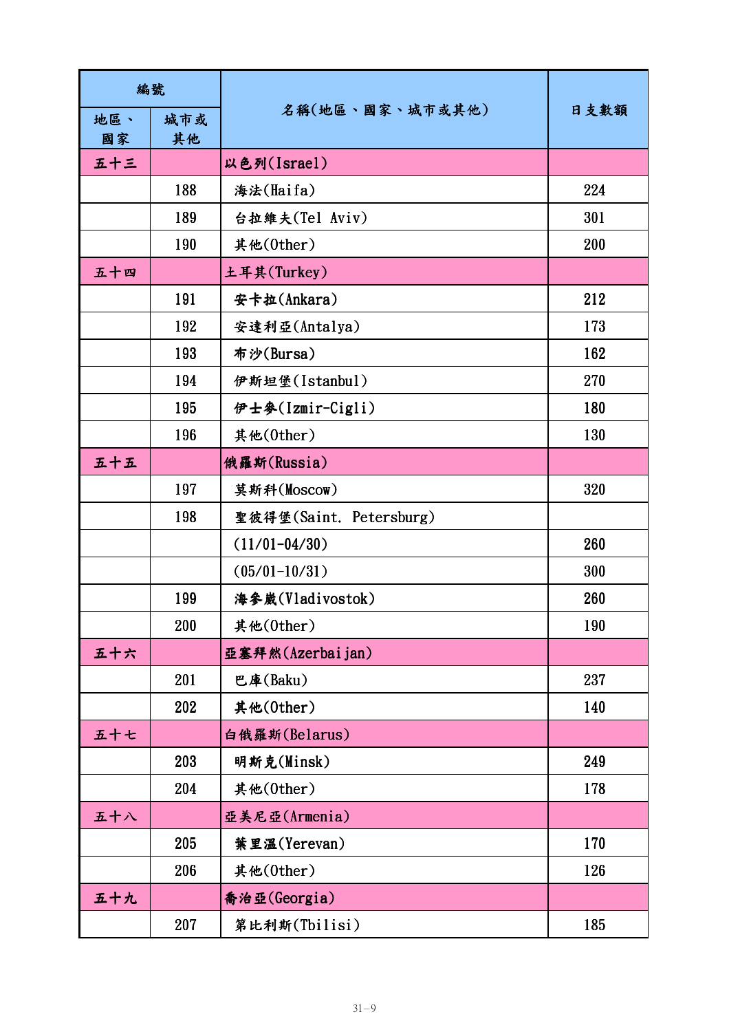| 編號 | | 名稱(地區、國家、城市或其他) | 日支數額 |
|---|---|---|---|
| 地區、國家 | 城市或其他 | | |
| 五十三 | | 以色列(Israel) | |
| | 188 | 海法(Haifa) | 224 |
| | 189 | 台拉維夫(Tel Aviv) | 301 |
| | 190 | 其他(Other) | 200 |
| 五十四 | | 土耳其(Turkey) | |
| | 191 | 安卡拉(Ankara) | 212 |
| | 192 | 安達利亞(Antalya) | 173 |
| | 193 | 布沙(Bursa) | 162 |
| | 194 | 伊斯坦堡(Istanbul) | 270 |
| | 195 | 伊士麥(Izmir-Cigli) | 180 |
| | 196 | 其他(Other) | 130 |
| 五十五 | | 俄羅斯(Russia) | |
| | 197 | 莫斯科(Moscow) | 320 |
| | 198 | 聖彼得堡(Saint. Petersburg) | |
| | | (11/01-04/30) | 260 |
| | | (05/01-10/31) | 300 |
| | 199 | 海參崴(Vladivostok) | 260 |
| | 200 | 其他(Other) | 190 |
| 五十六 | | 亞塞拜然(Azerbaijan) | |
| | 201 | 巴庫(Baku) | 237 |
| | 202 | 其他(Other) | 140 |
| 五十七 | | 白俄羅斯(Belarus) | |
| | 203 | 明斯克(Minsk) | 249 |
| | 204 | 其他(Other) | 178 |
| 五十八 | | 亞美尼亞(Armenia) | |
| | 205 | 葉里溫(Yerevan) | 170 |
| | 206 | 其他(Other) | 126 |
| 五十九 | | 喬治亞(Georgia) | |
| | 207 | 第比利斯(Tbilisi) | 185 |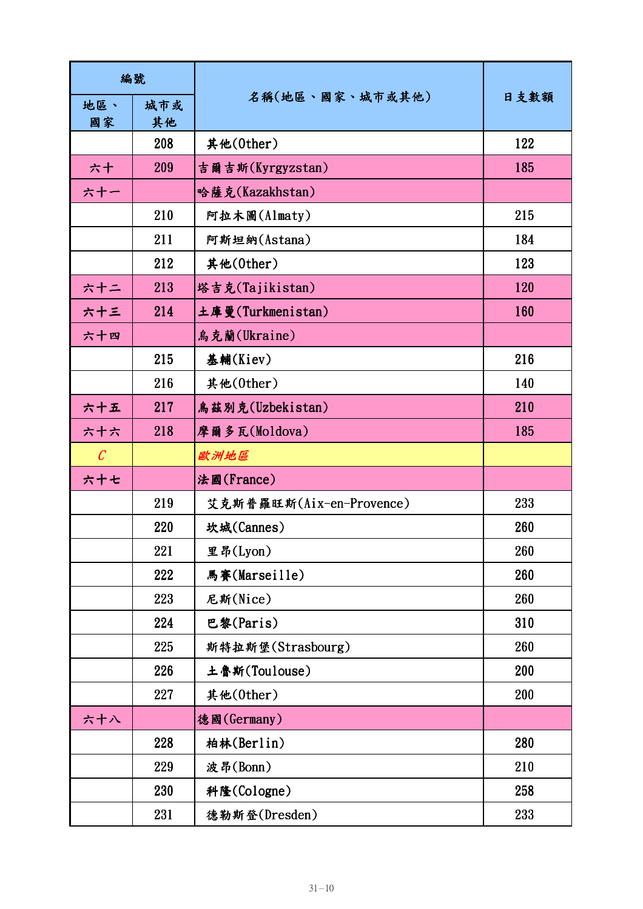| 編號 | | 名稱(地區、國家、城市或其他) | 日支數額 |
|---|---|---|---|
| 地區、國家 | 城市或其他 | | |
| | 208 | 其他(Other) | 122 |
| 六十 | 209 | 吉爾吉斯(Kyrgyzstan) | 185 |
| 六十一 | | 哈薩克(Kazakhstan) | |
| | 210 | 阿拉木圖(Almaty) | 215 |
| | 211 | 阿斯坦納(Astana) | 184 |
| | 212 | 其他(Other) | 123 |
| 六十二 | 213 | 塔吉克(Tajikistan) | 120 |
| 六十三 | 214 | 土庫曼(Turkmenistan) | 160 |
| 六十四 | | 烏克蘭(Ukraine) | |
| | 215 | 基輔(Kiev) | 216 |
| | 216 | 其他(Other) | 140 |
| 六十五 | 217 | 烏茲別克(Uzbekistan) | 210 |
| 六十六 | 218 | 摩爾多瓦(Moldova) | 185 |
| *C* | | *歐洲地區* | |
| 六十七 | | 法國(France) | |
| | 219 | 艾克斯普羅旺斯(Aix-en-Provence) | 233 |
| | 220 | 坎城(Cannes) | 260 |
| | 221 | 里昂(Lyon) | 260 |
| | 222 | 馬賽(Marseille) | 260 |
| | 223 | 尼斯(Nice) | 260 |
| | 224 | 巴黎(Paris) | 310 |
| | 225 | 斯特拉斯堡(Strasbourg) | 260 |
| | 226 | 土魯斯(Toulouse) | 200 |
| | 227 | 其他(Other) | 200 |
| 六十八 | | 德國(Germany) | |
| | 228 | 柏林(Berlin) | 280 |
| | 229 | 波昂(Bonn) | 210 |
| | 230 | 科隆(Cologne) | 258 |
| | 231 | 德勒斯登(Dresden) | 233 |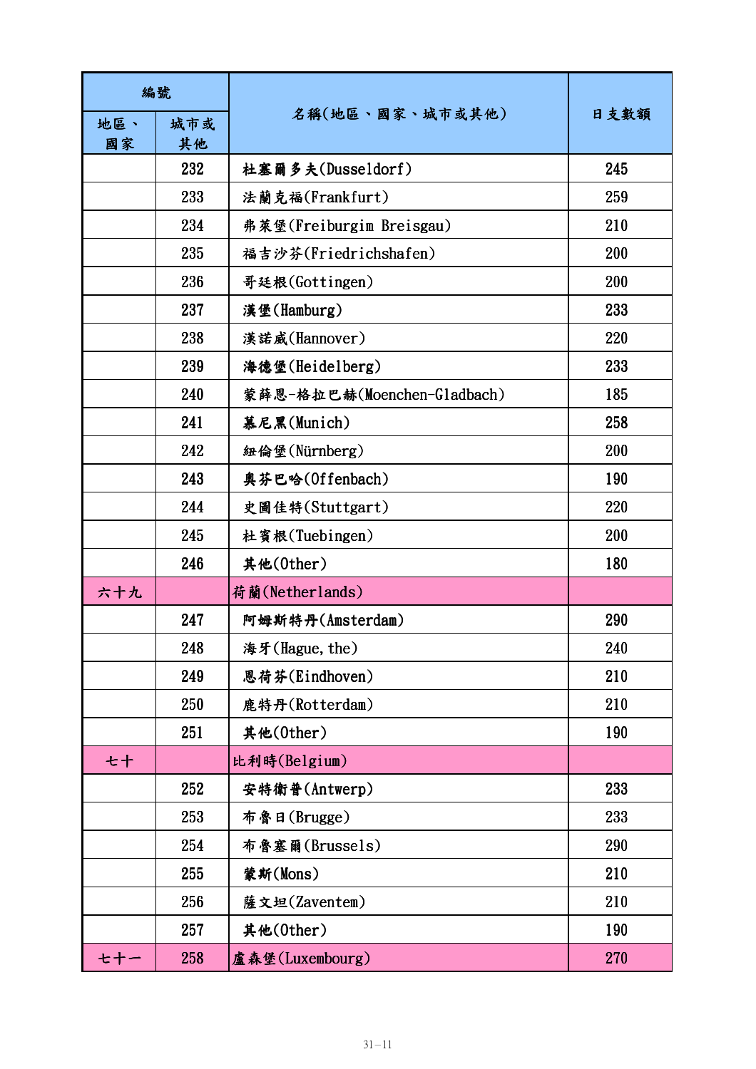| 編號 | | 名稱(地區、國家、城市或其他) | 日支數額 |
|---|---|---|---|
| 地區、國家 | 城市或其他 | | |
| | 232 | 杜塞爾多夫(Dusseldorf) | 245 |
| | 233 | 法蘭克福(Frankfurt) | 259 |
| | 234 | 弗萊堡(Freiburgim Breisgau) | 210 |
| | 235 | 福吉沙芬(Friedrichshafen) | 200 |
| | 236 | 哥廷根(Gottingen) | 200 |
| | 237 | 漢堡(Hamburg) | 233 |
| | 238 | 漢諾威(Hannover) | 220 |
| | 239 | 海德堡(Heidelberg) | 233 |
| | 240 | 蒙薛恩-格拉巴赫(Moenchen-Gladbach) | 185 |
| | 241 | 慕尼黑(Munich) | 258 |
| | 242 | 紐倫堡(Nürnberg) | 200 |
| | 243 | 奧芬巴哈(Offenbach) | 190 |
| | 244 | 史圖佳特(Stuttgart) | 220 |
| | 245 | 杜賓根(Tuebingen) | 200 |
| | 246 | 其他(Other) | 180 |
| 六十九 | | 荷蘭(Netherlands) | |
| | 247 | 阿姆斯特丹(Amsterdam) | 290 |
| | 248 | 海牙(Hague, the) | 240 |
| | 249 | 恩荷芬(Eindhoven) | 210 |
| | 250 | 鹿特丹(Rotterdam) | 210 |
| | 251 | 其他(Other) | 190 |
| 七十 | | 比利時(Belgium) | |
| | 252 | 安特衛普(Antwerp) | 233 |
| | 253 | 布魯日(Brugge) | 233 |
| | 254 | 布魯塞爾(Brussels) | 290 |
| | 255 | 蒙斯(Mons) | 210 |
| | 256 | 薩文坦(Zaventem) | 210 |
| | 257 | 其他(Other) | 190 |
| 七十一 | 258 | 盧森堡(Luxembourg) | 270 |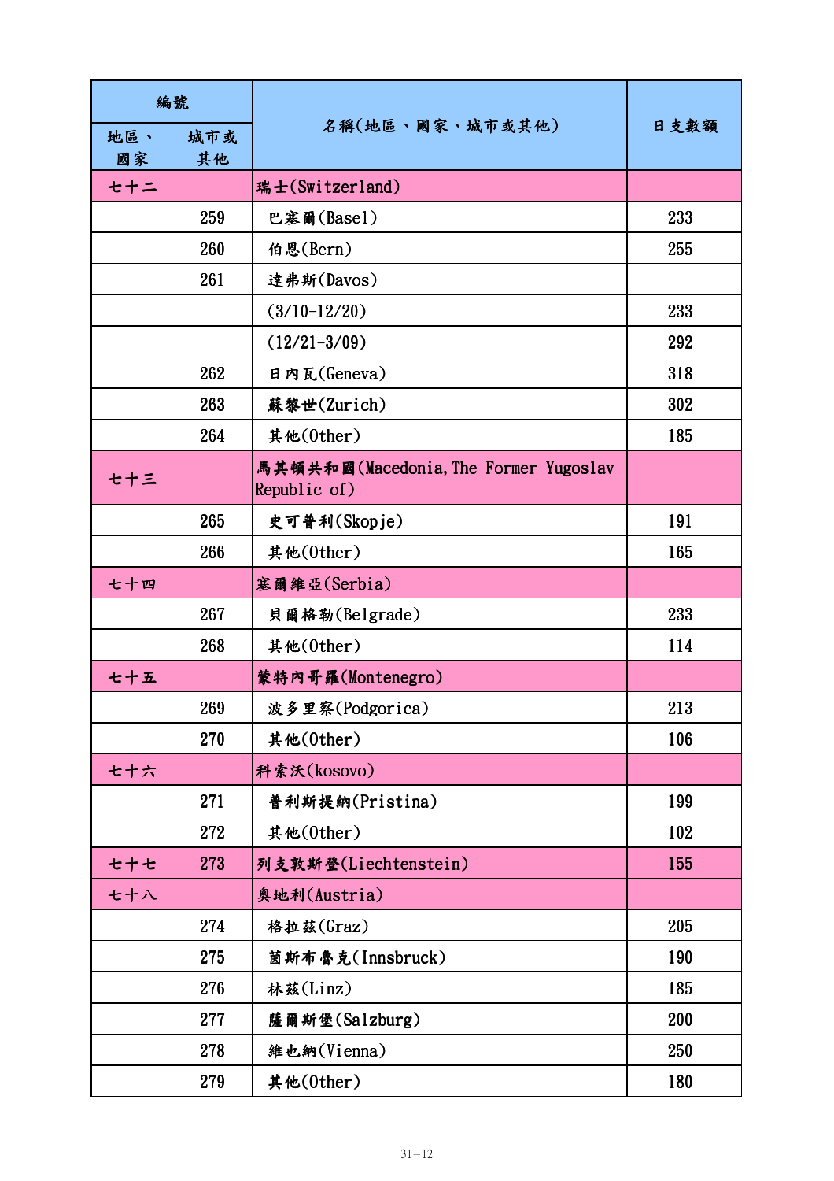| 編號 | | 名稱(地區、國家、城市或其他) | 日支數額 |
|---|---|---|---|
| 地區、國家 | 城市或其他 | | |
| 七十二 | | 瑞士(Switzerland) | |
| | 259 | 巴塞爾(Basel) | 233 |
| | 260 | 伯恩(Bern) | 255 |
| | 261 | 達弗斯(Davos) | |
| | | (3/10-12/20) | 233 |
| | | (12/21-3/09) | 292 |
| | 262 | 日內瓦(Geneva) | 318 |
| | 263 | 蘇黎世(Zurich) | 302 |
| | 264 | 其他(Other) | 185 |
| 七十三 | | 馬其頓共和國(Macedonia,The Former Yugoslav Republic of) | |
| | 265 | 史可普利(Skopje) | 191 |
| | 266 | 其他(Other) | 165 |
| 七十四 | | 塞爾維亞(Serbia) | |
| | 267 | 貝爾格勒(Belgrade) | 233 |
| | 268 | 其他(Other) | 114 |
| 七十五 | | 蒙特內哥羅(Montenegro) | |
| | 269 | 波多里察(Podgorica) | 213 |
| | 270 | 其他(Other) | 106 |
| 七十六 | | 科索沃(kosovo) | |
| | 271 | 普利斯提納(Pristina) | 199 |
| | 272 | 其他(Other) | 102 |
| 七十七 | 273 | 列支敦斯登(Liechtenstein) | 155 |
| 七十八 | | 奧地利(Austria) | |
| | 274 | 格拉茲(Graz) | 205 |
| | 275 | 茵斯布魯克(Innsbruck) | 190 |
| | 276 | 林茲(Linz) | 185 |
| | 277 | 薩爾斯堡(Salzburg) | 200 |
| | 278 | 維也納(Vienna) | 250 |
| | 279 | 其他(Other) | 180 |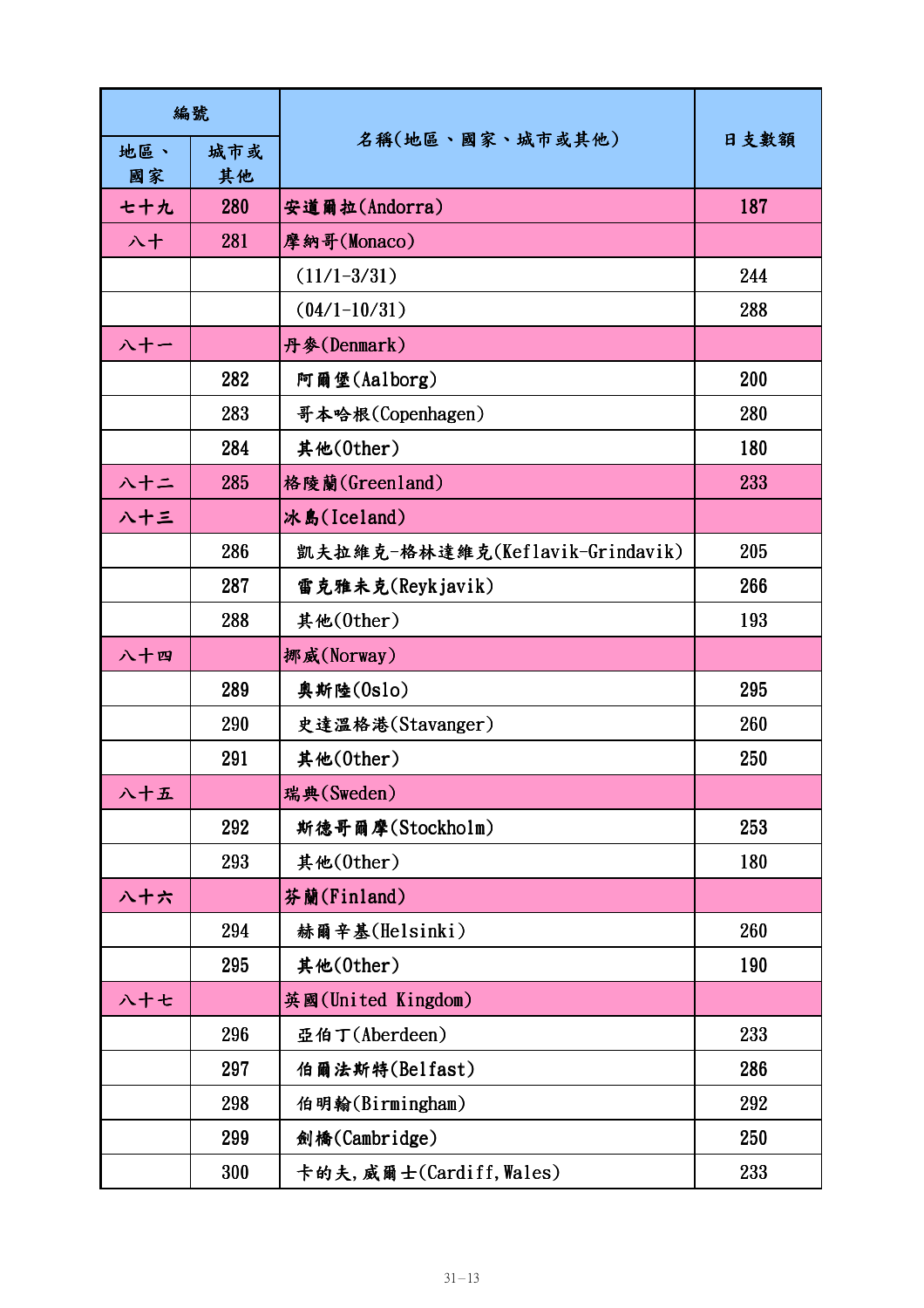| 編號 | | 名稱(地區、國家、城市或其他) | 日支數額 |
|---|---|---|---|
| 地區、國家 | 城市或其他 | | |
| 七十九 | 280 | 安道爾拉(Andorra) | 187 |
| 八十 | 281 | 摩納哥(Monaco) | |
| | | (11/1-3/31) | 244 |
| | | (04/1-10/31) | 288 |
| 八十一 | | 丹麥(Denmark) | |
| | 282 | 阿爾堡(Aalborg) | 200 |
| | 283 | 哥本哈根(Copenhagen) | 280 |
| | 284 | 其他(Other) | 180 |
| 八十二 | 285 | 格陵蘭(Greenland) | 233 |
| 八十三 | | 冰島(Iceland) | |
| | 286 | 凱夫拉維克-格林達維克(Keflavik-Grindavik) | 205 |
| | 287 | 雷克雅未克(Reykjavik) | 266 |
| | 288 | 其他(Other) | 193 |
| 八十四 | | 挪威(Norway) | |
| | 289 | 奧斯陸(Oslo) | 295 |
| | 290 | 史達溫格港(Stavanger) | 260 |
| | 291 | 其他(Other) | 250 |
| 八十五 | | 瑞典(Sweden) | |
| | 292 | 斯德哥爾摩(Stockholm) | 253 |
| | 293 | 其他(Other) | 180 |
| 八十六 | | 芬蘭(Finland) | |
| | 294 | 赫爾辛基(Helsinki) | 260 |
| | 295 | 其他(Other) | 190 |
| 八十七 | | 英國(United Kingdom) | |
| | 296 | 亞伯丁(Aberdeen) | 233 |
| | 297 | 伯爾法斯特(Belfast) | 286 |
| | 298 | 伯明翰(Birmingham) | 292 |
| | 299 | 劍橋(Cambridge) | 250 |
| | 300 | 卡的夫,威爾士(Cardiff,Wales) | 233 |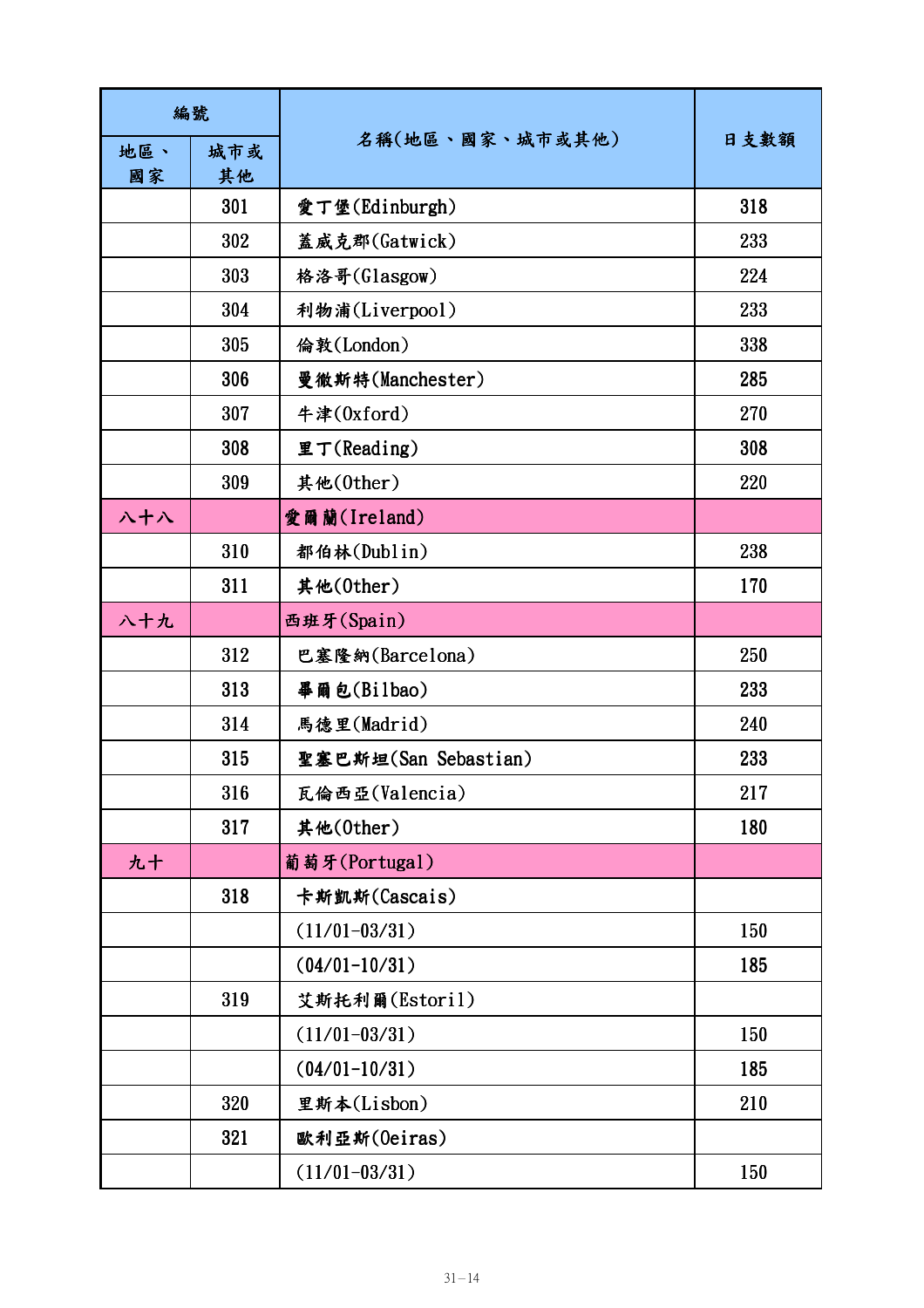| 編號 | | 名稱(地區、國家、城市或其他) | 日支數額 |
|---|---|---|---|
| 地區、國家 | 城市或其他 | | |
| | 301 | 愛丁堡(Edinburgh) | 318 |
| | 302 | 蓋威克郡(Gatwick) | 233 |
| | 303 | 格洛哥(Glasgow) | 224 |
| | 304 | 利物浦(Liverpool) | 233 |
| | 305 | 倫敦(London) | 338 |
| | 306 | 曼徹斯特(Manchester) | 285 |
| | 307 | 牛津(Oxford) | 270 |
| | 308 | 里丁(Reading) | 308 |
| | 309 | 其他(Other) | 220 |
| 八十八 | | 愛爾蘭(Ireland) | |
| | 310 | 都伯林(Dublin) | 238 |
| | 311 | 其他(Other) | 170 |
| 八十九 | | 西班牙(Spain) | |
| | 312 | 巴塞隆納(Barcelona) | 250 |
| | 313 | 畢爾包(Bilbao) | 233 |
| | 314 | 馬德里(Madrid) | 240 |
| | 315 | 聖塞巴斯坦(San Sebastian) | 233 |
| | 316 | 瓦倫西亞(Valencia) | 217 |
| | 317 | 其他(Other) | 180 |
| 九十 | | 葡萄牙(Portugal) | |
| | 318 | 卡斯凱斯(Cascais) | |
| | | (11/01-03/31) | 150 |
| | | (04/01-10/31) | 185 |
| | 319 | 艾斯托利爾(Estoril) | |
| | | (11/01-03/31) | 150 |
| | | (04/01-10/31) | 185 |
| | 320 | 里斯本(Lisbon) | 210 |
| | 321 | 歐利亞斯(Oeiras) | |
| | | (11/01-03/31) | 150 |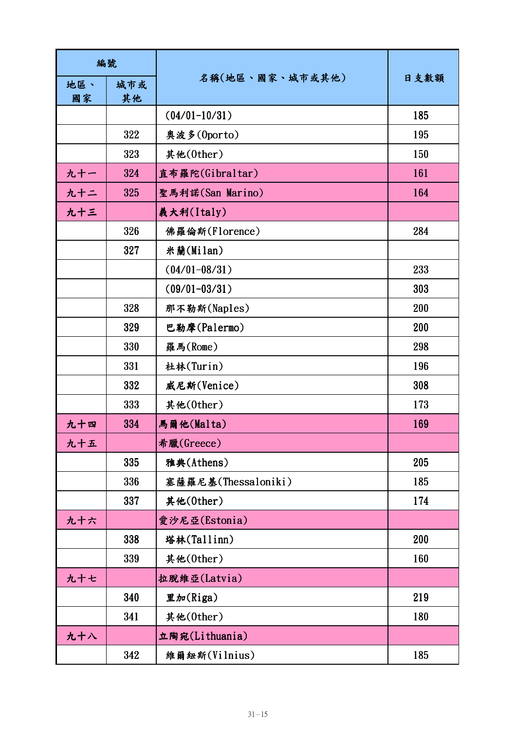| 編號 | | 名稱(地區、國家、城市或其他) | 日支數額 |
|---|---|---|---|
| 地區、國家 | 城市或其他 | | |
| | | (04/01-10/31) | 185 |
| | 322 | 奧波多(Oporto) | 195 |
| | 323 | 其他(Other) | 150 |
| 九十一 | 324 | 直布羅陀(Gibraltar) | 161 |
| 九十二 | 325 | 聖馬利諾(San Marino) | 164 |
| 九十三 | | 義大利(Italy) | |
| | 326 | 佛羅倫斯(Florence) | 284 |
| | 327 | 米蘭(Milan) | |
| | | (04/01-08/31) | 233 |
| | | (09/01-03/31) | 303 |
| | 328 | 那不勒斯(Naples) | 200 |
| | 329 | 巴勒摩(Palermo) | 200 |
| | 330 | 羅馬(Rome) | 298 |
| | 331 | 杜林(Turin) | 196 |
| | 332 | 威尼斯(Venice) | 308 |
| | 333 | 其他(Other) | 173 |
| 九十四 | 334 | 馬爾他(Malta) | 169 |
| 九十五 | | 希臘(Greece) | |
| | 335 | 雅典(Athens) | 205 |
| | 336 | 塞薩羅尼基(Thessaloniki) | 185 |
| | 337 | 其他(Other) | 174 |
| 九十六 | | 愛沙尼亞(Estonia) | |
| | 338 | 塔林(Tallinn) | 200 |
| | 339 | 其他(Other) | 160 |
| 九十七 | | 拉脫維亞(Latvia) | |
| | 340 | 里加(Riga) | 219 |
| | 341 | 其他(Other) | 180 |
| 九十八 | | 立陶宛(Lithuania) | |
| | 342 | 維爾紐斯(Vilnius) | 185 |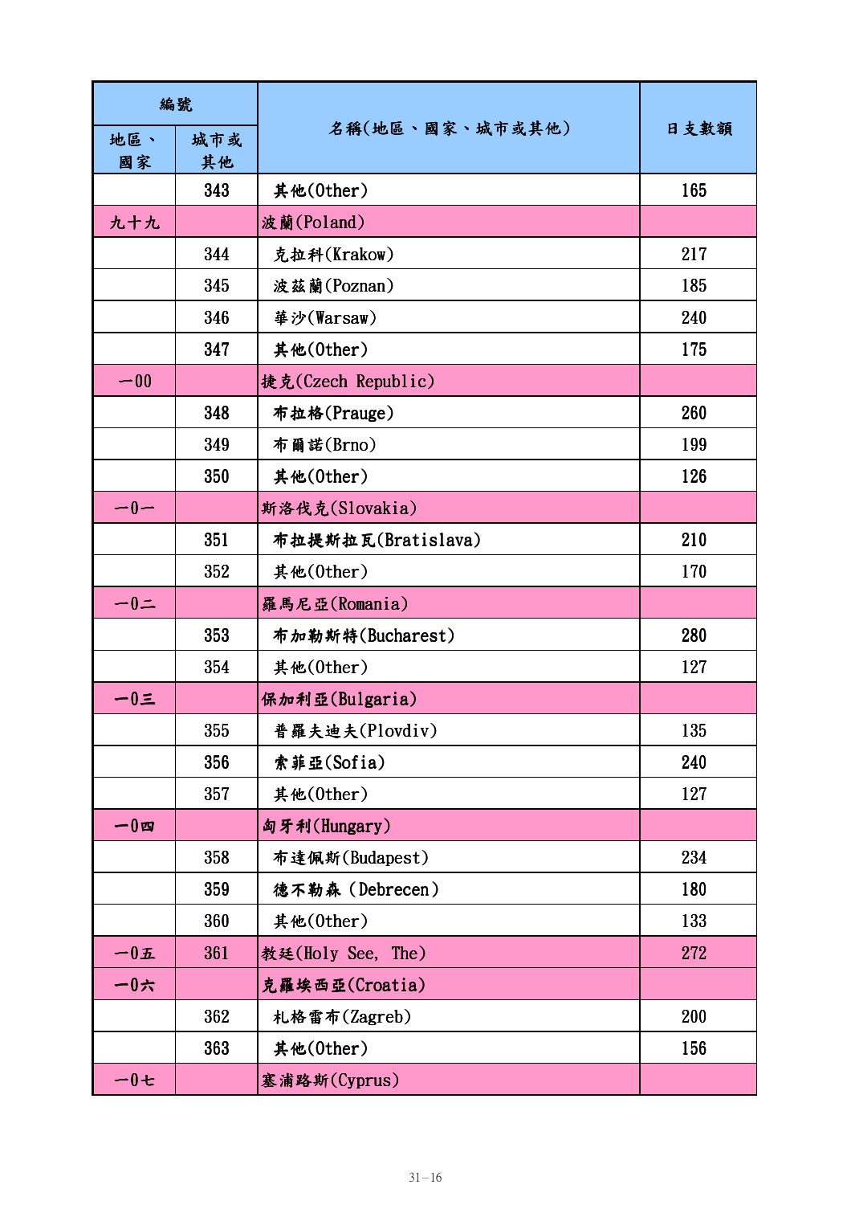| 編號 | | 名稱(地區、國家、城市或其他) | 日支數額 |
|---|---|---|---|
| 地區、國家 | 城市或其他 | | |
| | 343 | 其他(Other) | 165 |
| 九十九 | | 波蘭(Poland) | |
| | 344 | 克拉科(Krakow) | 217 |
| | 345 | 波茲蘭(Poznan) | 185 |
| | 346 | 華沙(Warsaw) | 240 |
| | 347 | 其他(Other) | 175 |
| 一00 | | 捷克(Czech Republic) | |
| | 348 | 布拉格(Prauge) | 260 |
| | 349 | 布爾諾(Brno) | 199 |
| | 350 | 其他(Other) | 126 |
| 一0一 | | 斯洛伐克(Slovakia) | |
| | 351 | 布拉提斯拉瓦(Bratislava) | 210 |
| | 352 | 其他(Other) | 170 |
| 一0二 | | 羅馬尼亞(Romania) | |
| | 353 | 布加勒斯特(Bucharest) | 280 |
| | 354 | 其他(Other) | 127 |
| 一0三 | | 保加利亞(Bulgaria) | |
| | 355 | 普羅夫迪夫(Plovdiv) | 135 |
| | 356 | 索菲亞(Sofia) | 240 |
| | 357 | 其他(Other) | 127 |
| 一0四 | | 匈牙利(Hungary) | |
| | 358 | 布達佩斯(Budapest) | 234 |
| | 359 | 德不勒森 (Debrecen) | 180 |
| | 360 | 其他(Other) | 133 |
| 一0五 | 361 | 教廷(Holy See, The) | 272 |
| 一0六 | | 克羅埃西亞(Croatia) | |
| | 362 | 札格雷布(Zagreb) | 200 |
| | 363 | 其他(Other) | 156 |
| 一0七 | | 塞浦路斯(Cyprus) | |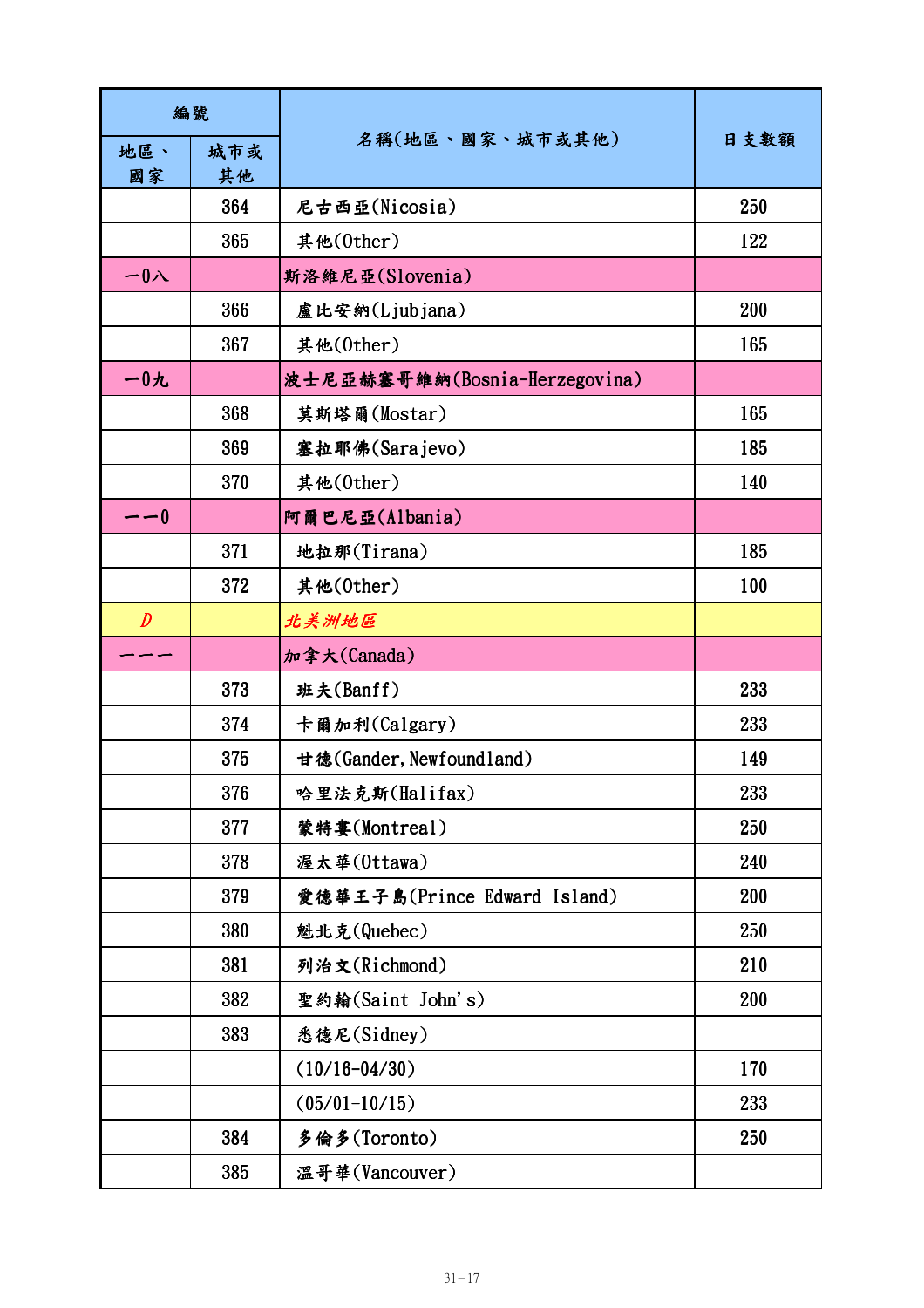| 編號 | | 名稱(地區、國家、城市或其他) | 日支數額 |
|---|---|---|---|
| 地區、國家 | 城市或其他 | | |
| | 364 | 尼古西亞(Nicosia) | 250 |
| | 365 | 其他(Other) | 122 |
| 一0八 | | 斯洛維尼亞(Slovenia) | |
| | 366 | 盧比安納(Ljubjana) | 200 |
| | 367 | 其他(Other) | 165 |
| 一0九 | | 波士尼亞赫塞哥維納(Bosnia-Herzegovina) | |
| | 368 | 莫斯塔爾(Mostar) | 165 |
| | 369 | 塞拉耶佛(Sarajevo) | 185 |
| | 370 | 其他(Other) | 140 |
| 一一0 | | 阿爾巴尼亞(Albania) | |
| | 371 | 地拉那(Tirana) | 185 |
| | 372 | 其他(Other) | 100 |
| *D* | | *北美洲地區* | |
| 一一一 | | 加拿大(Canada) | |
| | 373 | 班夫(Banff) | 233 |
| | 374 | 卡爾加利(Calgary) | 233 |
| | 375 | 甘德(Gander,Newfoundland) | 149 |
| | 376 | 哈里法克斯(Halifax) | 233 |
| | 377 | 蒙特婁(Montreal) | 250 |
| | 378 | 渥太華(Ottawa) | 240 |
| | 379 | 愛德華王子島(Prince Edward Island) | 200 |
| | 380 | 魁北克(Quebec) | 250 |
| | 381 | 列治文(Richmond) | 210 |
| | 382 | 聖約翰(Saint John's) | 200 |
| | 383 | 悉德尼(Sidney) | |
| | | (10/16-04/30) | 170 |
| | | (05/01-10/15) | 233 |
| | 384 | 多倫多(Toronto) | 250 |
| | 385 | 溫哥華(Vancouver) | |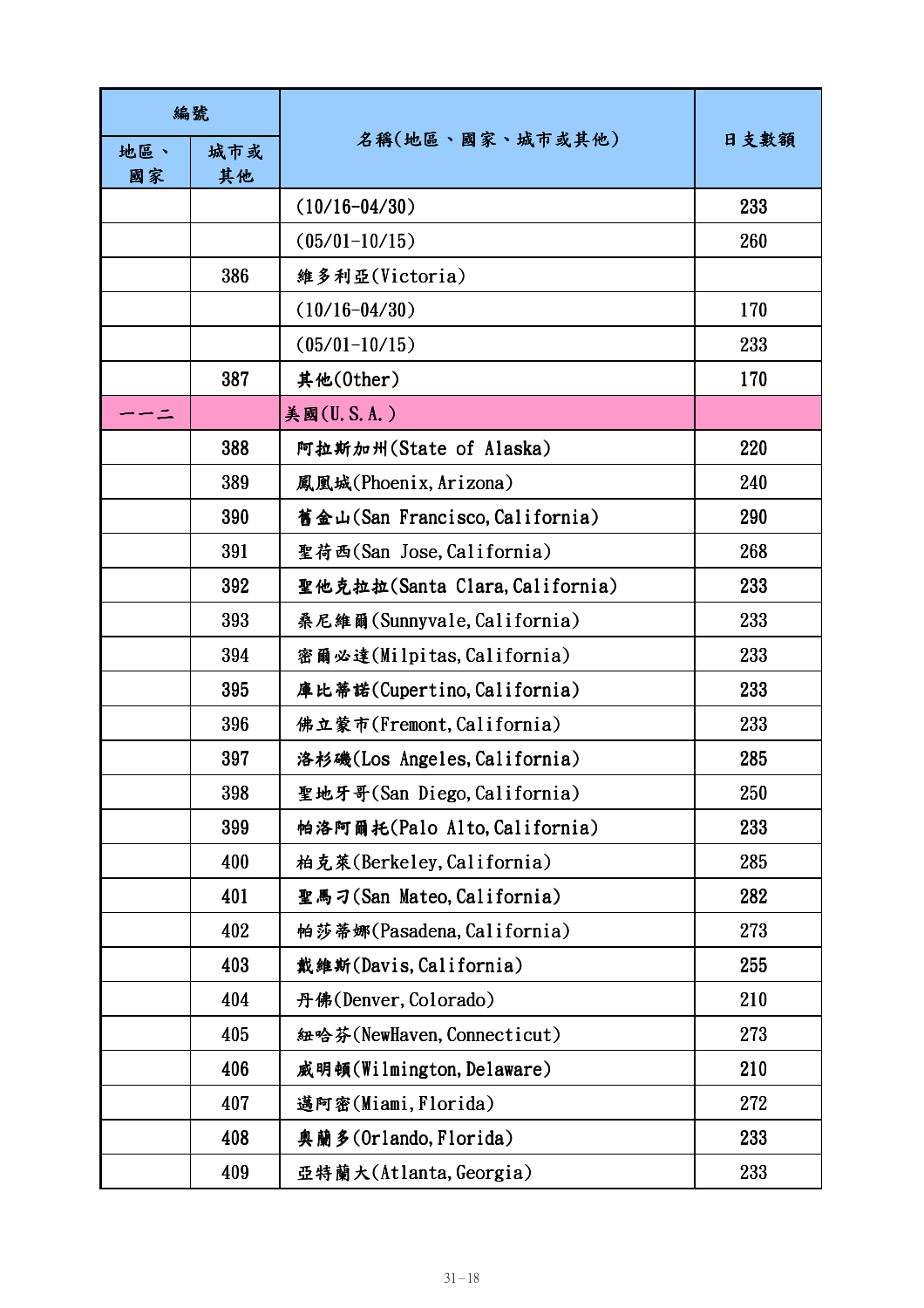| 編號 | | 名稱(地區、國家、城市或其他) | 日支數額 |
|---|---|---|---|
| 地區、國家 | 城市或其他 | | |
| | | (10/16-04/30) | 233 |
| | | (05/01-10/15) | 260 |
| | 386 | 維多利亞(Victoria) | |
| | | (10/16-04/30) | 170 |
| | | (05/01-10/15) | 233 |
| | 387 | 其他(Other) | 170 |
| 一一二 | | 美國(U.S.A.) | |
| | 388 | 阿拉斯加州(State of Alaska) | 220 |
| | 389 | 鳳凰城(Phoenix,Arizona) | 240 |
| | 390 | 舊金山(San Francisco,California) | 290 |
| | 391 | 聖荷西(San Jose,California) | 268 |
| | 392 | 聖他克拉拉(Santa Clara,California) | 233 |
| | 393 | 桑尼維爾(Sunnyvale,California) | 233 |
| | 394 | 密爾必達(Milpitas,California) | 233 |
| | 395 | 庫比蒂諾(Cupertino,California) | 233 |
| | 396 | 佛立蒙市(Fremont,California) | 233 |
| | 397 | 洛杉磯(Los Angeles,California) | 285 |
| | 398 | 聖地牙哥(San Diego,California) | 250 |
| | 399 | 帕洛阿爾托(Palo Alto,California) | 233 |
| | 400 | 柏克萊(Berkeley,California) | 285 |
| | 401 | 聖馬刁(San Mateo,California) | 282 |
| | 402 | 帕莎蒂娜(Pasadena,California) | 273 |
| | 403 | 戴維斯(Davis,California) | 255 |
| | 404 | 丹佛(Denver,Colorado) | 210 |
| | 405 | 紐哈芬(NewHaven,Connecticut) | 273 |
| | 406 | 威明頓(Wilmington,Delaware) | 210 |
| | 407 | 邁阿密(Miami,Florida) | 272 |
| | 408 | 奧蘭多(Orlando,Florida) | 233 |
| | 409 | 亞特蘭大(Atlanta,Georgia) | 233 |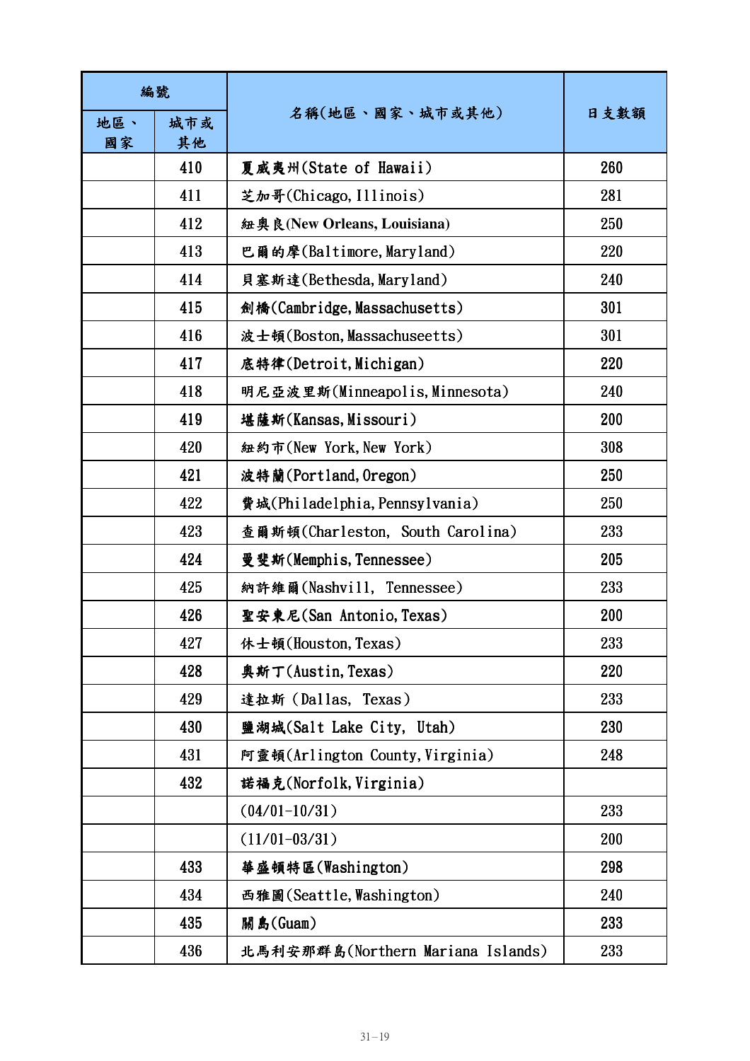| 編號 | | 名稱(地區、國家、城市或其他) | 日支數額 |
|---|---|---|---|
| 地區、國家 | 城市或其他 | | |
| | 410 | 夏威夷州(State of Hawaii) | 260 |
| | 411 | 芝加哥(Chicago, Illinois) | 281 |
| | 412 | 紐奧良(New Orleans, Louisiana) | 250 |
| | 413 | 巴爾的摩(Baltimore, Maryland) | 220 |
| | 414 | 貝塞斯達(Bethesda, Maryland) | 240 |
| | 415 | 劍橋(Cambridge, Massachusetts) | 301 |
| | 416 | 波士頓(Boston, Massachuseetts) | 301 |
| | 417 | 底特律(Detroit, Michigan) | 220 |
| | 418 | 明尼亞波里斯(Minneapolis, Minnesota) | 240 |
| | 419 | 堪薩斯(Kansas, Missouri) | 200 |
| | 420 | 紐約市(New York, New York) | 308 |
| | 421 | 波特蘭(Portland, Oregon) | 250 |
| | 422 | 費城(Philadelphia, Pennsylvania) | 250 |
| | 423 | 查爾斯頓(Charleston, South Carolina) | 233 |
| | 424 | 曼斐斯(Memphis, Tennessee) | 205 |
| | 425 | 納許維爾(Nashvill, Tennessee) | 233 |
| | 426 | 聖安東尼(San Antonio, Texas) | 200 |
| | 427 | 休士頓(Houston, Texas) | 233 |
| | 428 | 奧斯丁(Austin, Texas) | 220 |
| | 429 | 達拉斯 (Dallas, Texas) | 233 |
| | 430 | 鹽湖城(Salt Lake City, Utah) | 230 |
| | 431 | 阿靈頓(Arlington County, Virginia) | 248 |
| | 432 | 諾福克(Norfolk, Virginia) | |
| | | (04/01-10/31) | 233 |
| | | (11/01-03/31) | 200 |
| | 433 | 華盛頓特區(Washington) | 298 |
| | 434 | 西雅圖(Seattle, Washington) | 240 |
| | 435 | 關島(Guam) | 233 |
| | 436 | 北馬利安那群島(Northern Mariana Islands) | 233 |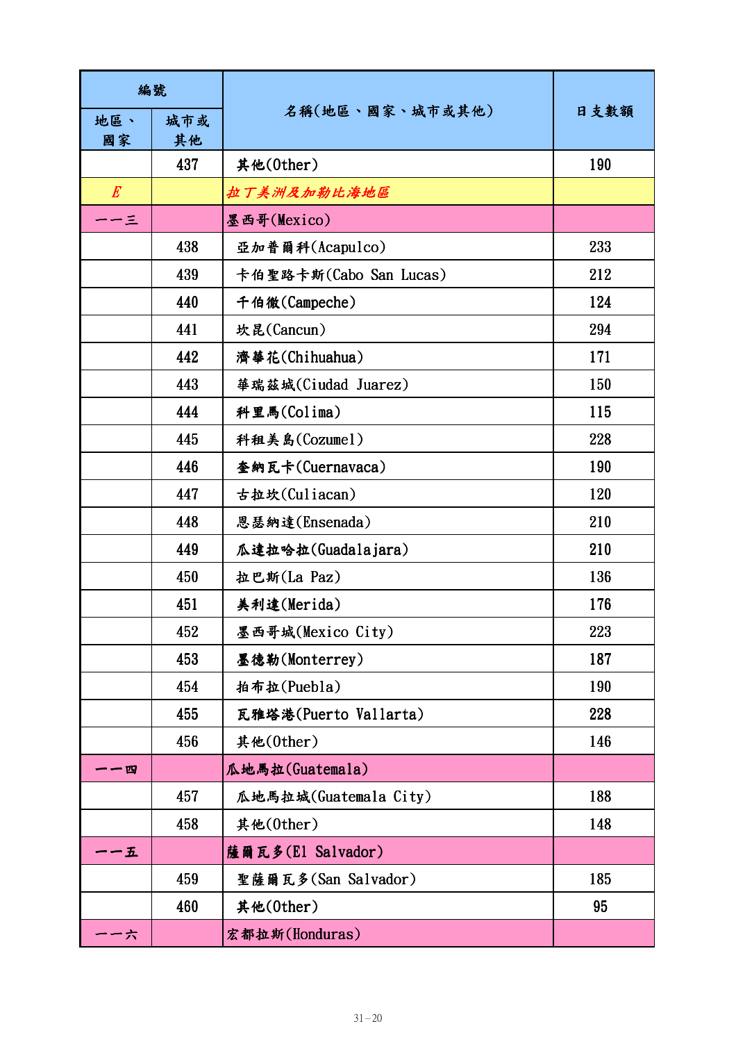| 編號 | | 名稱(地區、國家、城市或其他) | 日支數額 |
|---|---|---|---|
| 地區、國家 | 城市或其他 | | |
| | 437 | 其他(Other) | 190 |
| *E* | | *拉丁美洲及加勒比海地區* | |
| 一一三 | | 墨西哥(Mexico) | |
| | 438 | 亞加普爾科(Acapulco) | 233 |
| | 439 | 卡伯聖路卡斯(Cabo San Lucas) | 212 |
| | 440 | 千伯徹(Campeche) | 124 |
| | 441 | 坎昆(Cancun) | 294 |
| | 442 | 濟華花(Chihuahua) | 171 |
| | 443 | 華瑞茲城(Ciudad Juarez) | 150 |
| | 444 | 科里馬(Colima) | 115 |
| | 445 | 科租美島(Cozumel) | 228 |
| | 446 | 奎納瓦卡(Cuernavaca) | 190 |
| | 447 | 古拉坎(Culiacan) | 120 |
| | 448 | 恩瑟納達(Ensenada) | 210 |
| | 449 | 瓜達拉哈拉(Guadalajara) | 210 |
| | 450 | 拉巴斯(La Paz) | 136 |
| | 451 | 美利達(Merida) | 176 |
| | 452 | 墨西哥城(Mexico City) | 223 |
| | 453 | 墨德勒(Monterrey) | 187 |
| | 454 | 拍布拉(Puebla) | 190 |
| | 455 | 瓦雅塔港(Puerto Vallarta) | 228 |
| | 456 | 其他(Other) | 146 |
| 一一四 | | 瓜地馬拉(Guatemala) | |
| | 457 | 瓜地馬拉城(Guatemala City) | 188 |
| | 458 | 其他(Other) | 148 |
| 一一五 | | 薩爾瓦多(El Salvador) | |
| | 459 | 聖薩爾瓦多(San Salvador) | 185 |
| | 460 | 其他(Other) | 95 |
| 一一六 | | 宏都拉斯(Honduras) | |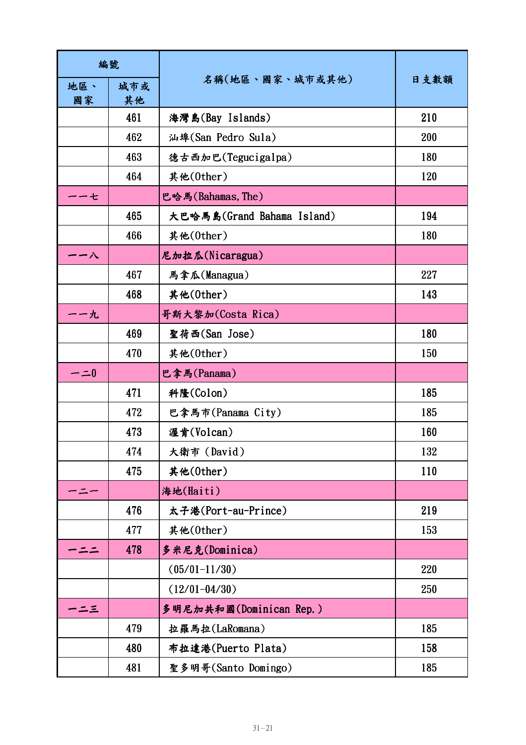| 編號 | | 名稱(地區、國家、城市或其他) | 日支數額 |
|---|---|---|---|
| 地區、國家 | 城市或其他 | | |
| | 461 | 海灣島(Bay Islands) | 210 |
| | 462 | 汕埠(San Pedro Sula) | 200 |
| | 463 | 德古西加巴(Tegucigalpa) | 180 |
| | 464 | 其他(Other) | 120 |
| 一一七 | | 巴哈馬(Bahamas,The) | |
| | 465 | 大巴哈馬島(Grand Bahama Island) | 194 |
| | 466 | 其他(Other) | 180 |
| 一一八 | | 尼加拉瓜(Nicaragua) | |
| | 467 | 馬拿瓜(Managua) | 227 |
| | 468 | 其他(Other) | 143 |
| 一一九 | | 哥斯大黎加(Costa Rica) | |
| | 469 | 聖荷西(San Jose) | 180 |
| | 470 | 其他(Other) | 150 |
| 一二0 | | 巴拿馬(Panama) | |
| | 471 | 科隆(Colon) | 185 |
| | 472 | 巴拿馬市(Panama City) | 185 |
| | 473 | 渥肯(Volcan) | 160 |
| | 474 | 大衛市 (David) | 132 |
| | 475 | 其他(Other) | 110 |
| 一二一 | | 海地(Haiti) | |
| | 476 | 太子港(Port-au-Prince) | 219 |
| | 477 | 其他(Other) | 153 |
| 一二二 | 478 | 多米尼克(Dominica) | |
| | | (05/01-11/30) | 220 |
| | | (12/01-04/30) | 250 |
| 一二三 | | 多明尼加共和國(Dominican Rep.) | |
| | 479 | 拉羅馬拉(LaRomana) | 185 |
| | 480 | 布拉達港(Puerto Plata) | 158 |
| | 481 | 聖多明哥(Santo Domingo) | 185 |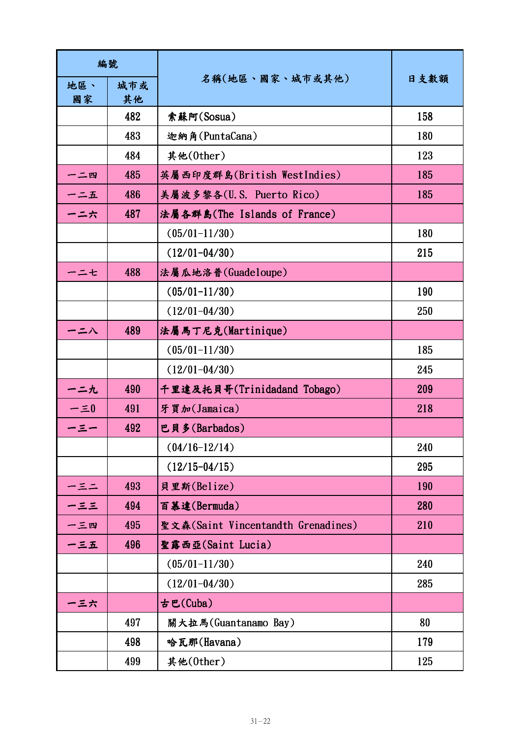| 編號 | | 名稱(地區、國家、城市或其他) | 日支數額 |
|---|---|---|---|
| 地區、國家 | 城市或其他 | | |
| | 482 | 索蘇阿(Sosua) | 158 |
| | 483 | 迦納角(PuntaCana) | 180 |
| | 484 | 其他(Other) | 123 |
| 一二四 | 485 | 英屬西印度群島(British WestIndies) | 185 |
| 一二五 | 486 | 美屬波多黎各(U.S. Puerto Rico) | 185 |
| 一二六 | 487 | 法屬各群島(The Islands of France) | |
| | | (05/01-11/30) | 180 |
| | | (12/01-04/30) | 215 |
| 一二七 | 488 | 法屬瓜地洛普(Guadeloupe) | |
| | | (05/01-11/30) | 190 |
| | | (12/01-04/30) | 250 |
| 一二八 | 489 | 法屬馬丁尼克(Martinique) | |
| | | (05/01-11/30) | 185 |
| | | (12/01-04/30) | 245 |
| 一二九 | 490 | 千里達及托貝哥(Trinidadand Tobago) | 209 |
| 一三0 | 491 | 牙買加(Jamaica) | 218 |
| 一三一 | 492 | 巴貝多(Barbados) | |
| | | (04/16-12/14) | 240 |
| | | (12/15-04/15) | 295 |
| 一三二 | 493 | 貝里斯(Belize) | 190 |
| 一三三 | 494 | 百慕達(Bermuda) | 280 |
| 一三四 | 495 | 聖文森(Saint Vincentandth Grenadines) | 210 |
| 一三五 | 496 | 聖露西亞(Saint Lucia) | |
| | | (05/01-11/30) | 240 |
| | | (12/01-04/30) | 285 |
| 一三六 | | 古巴(Cuba) | |
| | 497 | 關大拉馬(Guantanamo Bay) | 80 |
| | 498 | 哈瓦那(Havana) | 179 |
| | 499 | 其他(Other) | 125 |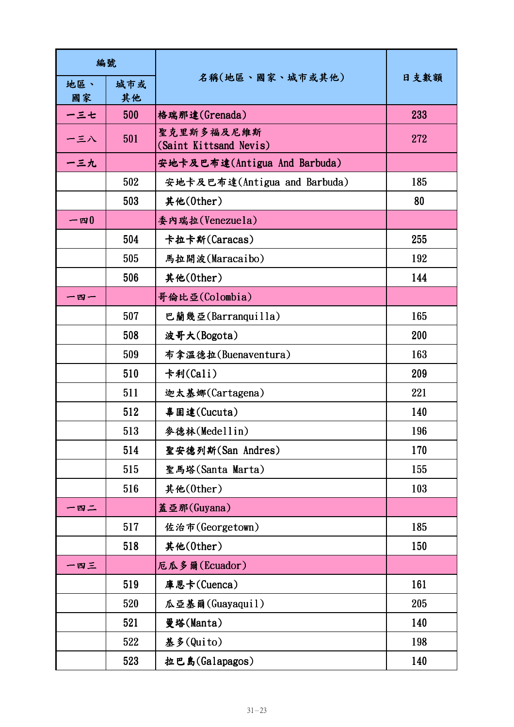| 編號 | | 名稱(地區、國家、城市或其他) | 日支數額 |
|---|---|---|---|
| 地區、國家 | 城市或其他 | | |
| 一三七 | 500 | 格瑞那達(Grenada) | 233 |
| 一三八 | 501 | 聖克里斯多福及尼維斯 (Saint Kittsand Nevis) | 272 |
| 一三九 | | 安地卡及巴布達(Antigua And Barbuda) | |
| | 502 | 安地卡及巴布達(Antigua and Barbuda) | 185 |
| | 503 | 其他(Other) | 80 |
| 一四0 | | 委內瑞拉(Venezuela) | |
| | 504 | 卡拉卡斯(Caracas) | 255 |
| | 505 | 馬拉開波(Maracaibo) | 192 |
| | 506 | 其他(Other) | 144 |
| 一四一 | | 哥倫比亞(Colombia) | |
| | 507 | 巴蘭幾亞(Barranquilla) | 165 |
| | 508 | 波哥大(Bogota) | 200 |
| | 509 | 布拿溫德拉(Buenaventura) | 163 |
| | 510 | 卡利(Cali) | 209 |
| | 511 | 迦太基娜(Cartagena) | 221 |
| | 512 | 辜固達(Cucuta) | 140 |
| | 513 | 麥德林(Medellin) | 196 |
| | 514 | 聖安德列斯(San Andres) | 170 |
| | 515 | 聖馬塔(Santa Marta) | 155 |
| | 516 | 其他(Other) | 103 |
| 一四二 | | 蓋亞那(Guyana) | |
| | 517 | 佐治市(Georgetown) | 185 |
| | 518 | 其他(Other) | 150 |
| 一四三 | | 厄瓜多爾(Ecuador) | |
| | 519 | 庫恩卡(Cuenca) | 161 |
| | 520 | 瓜亞基爾(Guayaquil) | 205 |
| | 521 | 曼塔(Manta) | 140 |
| | 522 | 基多(Quito) | 198 |
| | 523 | 拉巴島(Galapagos) | 140 |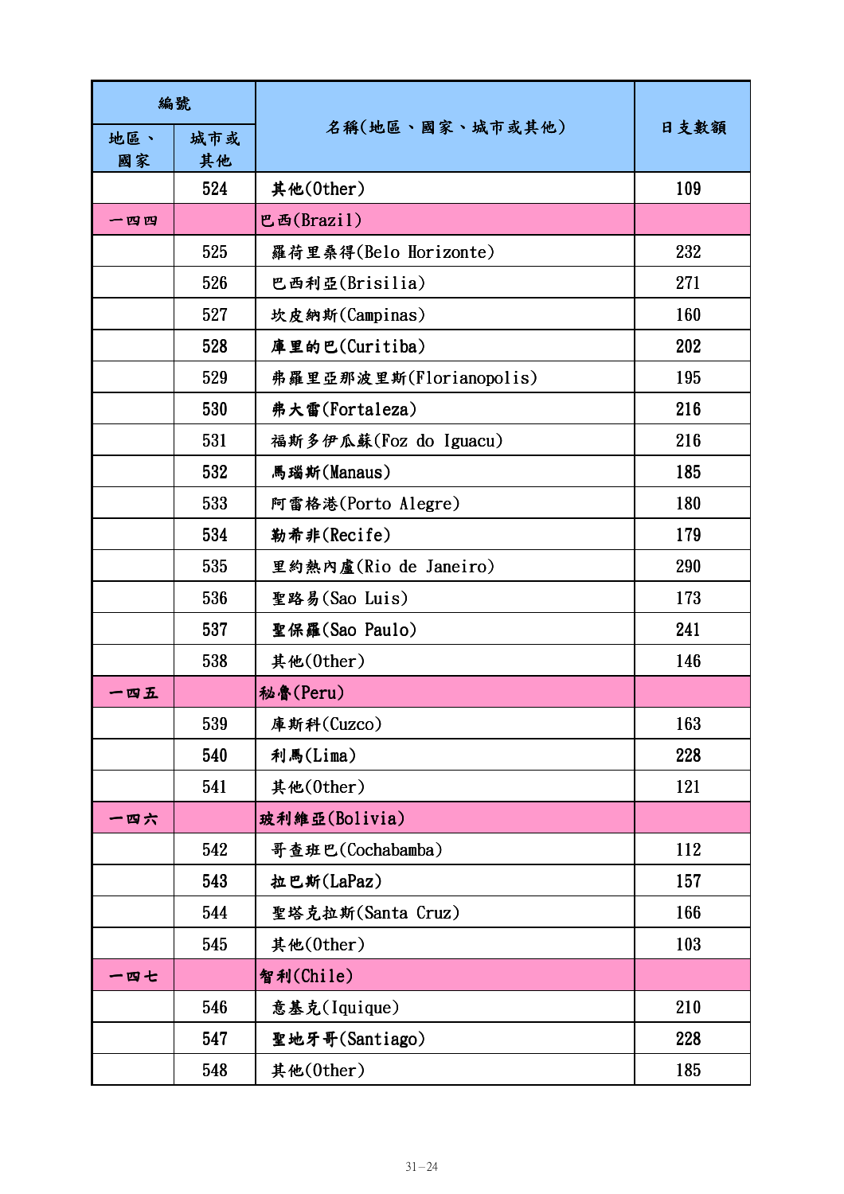| 編號 | | 名稱(地區、國家、城市或其他) | 日支數額 |
|---|---|---|---|
| 地區、國家 | 城市或其他 | | |
| | 524 | 其他(Other) | 109 |
| 一四四 | | 巴西(Brazil) | |
| | 525 | 羅荷里桑得(Belo Horizonte) | 232 |
| | 526 | 巴西利亞(Brisilia) | 271 |
| | 527 | 坎皮納斯(Campinas) | 160 |
| | 528 | 庫里的巴(Curitiba) | 202 |
| | 529 | 弗羅里亞那波里斯(Florianopolis) | 195 |
| | 530 | 弗大雷(Fortaleza) | 216 |
| | 531 | 福斯多伊瓜蘇(Foz do Iguacu) | 216 |
| | 532 | 馬瑙斯(Manaus) | 185 |
| | 533 | 阿雷格港(Porto Alegre) | 180 |
| | 534 | 勒希非(Recife) | 179 |
| | 535 | 里約熱內盧(Rio de Janeiro) | 290 |
| | 536 | 聖路易(Sao Luis) | 173 |
| | 537 | 聖保羅(Sao Paulo) | 241 |
| | 538 | 其他(Other) | 146 |
| 一四五 | | 秘魯(Peru) | |
| | 539 | 庫斯科(Cuzco) | 163 |
| | 540 | 利馬(Lima) | 228 |
| | 541 | 其他(Other) | 121 |
| 一四六 | | 玻利維亞(Bolivia) | |
| | 542 | 哥查班巴(Cochabamba) | 112 |
| | 543 | 拉巴斯(LaPaz) | 157 |
| | 544 | 聖塔克拉斯(Santa Cruz) | 166 |
| | 545 | 其他(Other) | 103 |
| 一四七 | | 智利(Chile) | |
| | 546 | 意基克(Iquique) | 210 |
| | 547 | 聖地牙哥(Santiago) | 228 |
| | 548 | 其他(Other) | 185 |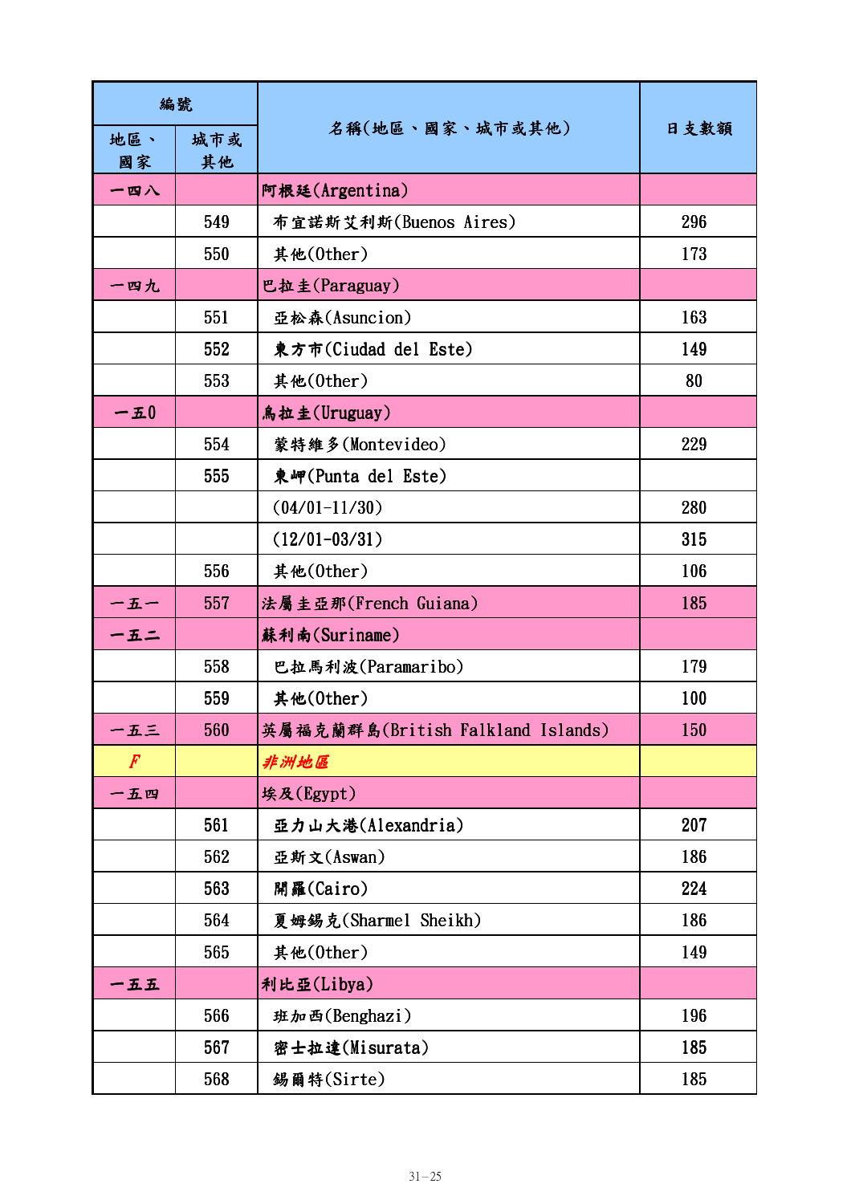| 編號 | | 名稱(地區、國家、城市或其他) | 日支數額 |
|---|---|---|---|
| 地區、國家 | 城市或其他 | | |
| 一四八 | | 阿根廷(Argentina) | |
| | 549 | 布宜諾斯艾利斯(Buenos Aires) | 296 |
| | 550 | 其他(Other) | 173 |
| 一四九 | | 巴拉圭(Paraguay) | |
| | 551 | 亞松森(Asuncion) | 163 |
| | 552 | 東方市(Ciudad del Este) | 149 |
| | 553 | 其他(Other) | 80 |
| 一五0 | | 烏拉圭(Uruguay) | |
| | 554 | 蒙特維多(Montevideo) | 229 |
| | 555 | 東岬(Punta del Este) | |
| | | (04/01-11/30) | 280 |
| | | (12/01-03/31) | 315 |
| | 556 | 其他(Other) | 106 |
| 一五一 | 557 | 法屬圭亞那(French Guiana) | 185 |
| 一五二 | | 蘇利南(Suriname) | |
| | 558 | 巴拉馬利波(Paramaribo) | 179 |
| | 559 | 其他(Other) | 100 |
| 一五三 | 560 | 英屬福克蘭群島(British Falkland Islands) | 150 |
| *F* | | *非洲地區* | |
| 一五四 | | 埃及(Egypt) | |
| | 561 | 亞力山大港(Alexandria) | 207 |
| | 562 | 亞斯文(Aswan) | 186 |
| | 563 | 開羅(Cairo) | 224 |
| | 564 | 夏姆錫克(Sharmel Sheikh) | 186 |
| | 565 | 其他(Other) | 149 |
| 一五五 | | 利比亞(Libya) | |
| | 566 | 班加西(Benghazi) | 196 |
| | 567 | 密士拉達(Misurata) | 185 |
| | 568 | 錫爾特(Sirte) | 185 |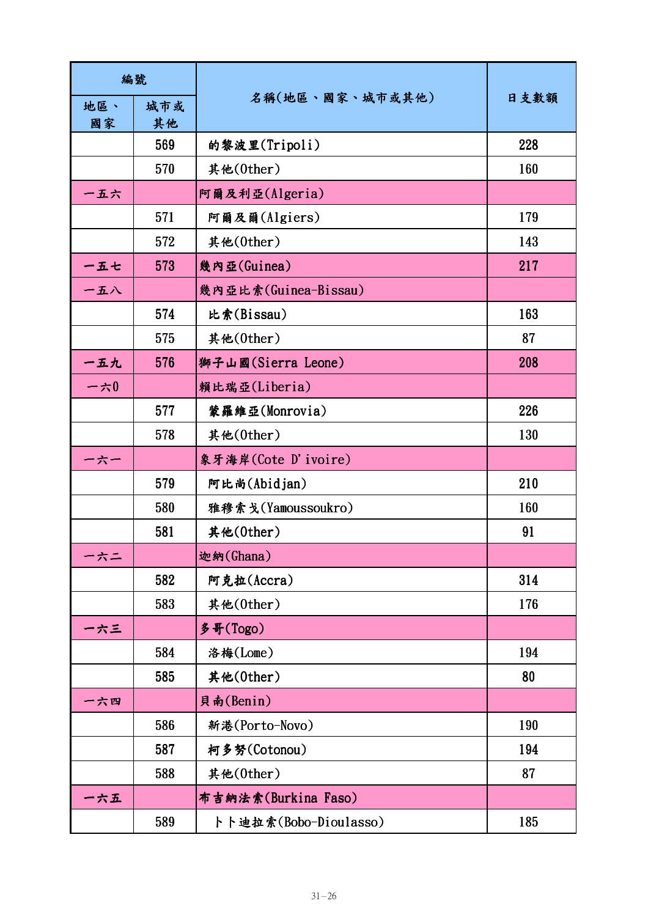| 編號 | | 名稱(地區、國家、城市或其他) | 日支數額 |
|---|---|---|---|
| 地區、國家 | 城市或其他 | | |
| | 569 | 的黎波里(Tripoli) | 228 |
| | 570 | 其他(Other) | 160 |
| 一五六 | | 阿爾及利亞(Algeria) | |
| | 571 | 阿爾及爾(Algiers) | 179 |
| | 572 | 其他(Other) | 143 |
| 一五七 | 573 | 幾內亞(Guinea) | 217 |
| 一五八 | | 幾內亞比索(Guinea-Bissau) | |
| | 574 | 比索(Bissau) | 163 |
| | 575 | 其他(Other) | 87 |
| 一五九 | 576 | 獅子山國(Sierra Leone) | 208 |
| 一六0 | | 賴比瑞亞(Liberia) | |
| | 577 | 蒙羅維亞(Monrovia) | 226 |
| | 578 | 其他(Other) | 130 |
| 一六一 | | 象牙海岸(Cote D'ivoire) | |
| | 579 | 阿比尚(Abidjan) | 210 |
| | 580 | 雅穆索戈(Yamoussoukro) | 160 |
| | 581 | 其他(Other) | 91 |
| 一六二 | | 迦納(Ghana) | |
| | 582 | 阿克拉(Accra) | 314 |
| | 583 | 其他(Other) | 176 |
| 一六三 | | 多哥(Togo) | |
| | 584 | 洛梅(Lome) | 194 |
| | 585 | 其他(Other) | 80 |
| 一六四 | | 貝南(Benin) | |
| | 586 | 新港(Porto-Novo) | 190 |
| | 587 | 柯多努(Cotonou) | 194 |
| | 588 | 其他(Other) | 87 |
| 一六五 | | 布吉納法索(Burkina Faso) | |
| | 589 | 卜卜迪拉索(Bobo-Dioulasso) | 185 |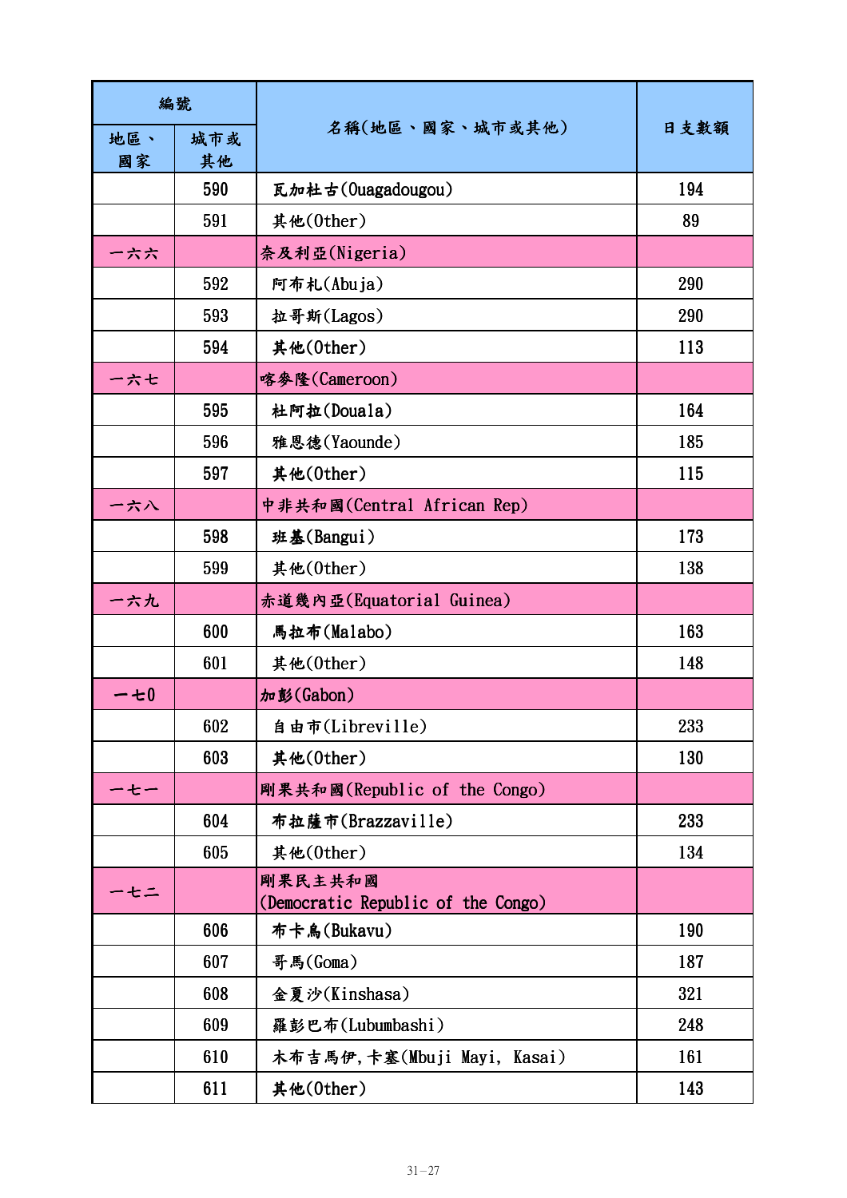| 編號 | | 名稱(地區、國家、城市或其他) | 日支數額 |
|---|---|---|---|
| 地區、國家 | 城市或其他 | | |
| | 590 | 瓦加杜古(Ouagadougou) | 194 |
| | 591 | 其他(Other) | 89 |
| 一六六 | | 奈及利亞(Nigeria) | |
| | 592 | 阿布札(Abuja) | 290 |
| | 593 | 拉哥斯(Lagos) | 290 |
| | 594 | 其他(Other) | 113 |
| 一六七 | | 喀麥隆(Cameroon) | |
| | 595 | 杜阿拉(Douala) | 164 |
| | 596 | 雅恩德(Yaounde) | 185 |
| | 597 | 其他(Other) | 115 |
| 一六八 | | 中非共和國(Central African Rep) | |
| | 598 | 班基(Bangui) | 173 |
| | 599 | 其他(Other) | 138 |
| 一六九 | | 赤道幾內亞(Equatorial Guinea) | |
| | 600 | 馬拉布(Malabo) | 163 |
| | 601 | 其他(Other) | 148 |
| 一七0 | | 加彭(Gabon) | |
| | 602 | 自由市(Libreville) | 233 |
| | 603 | 其他(Other) | 130 |
| 一七一 | | 剛果共和國(Republic of the Congo) | |
| | 604 | 布拉薩市(Brazzaville) | 233 |
| | 605 | 其他(Other) | 134 |
| 一七二 | | 剛果民主共和國 (Democratic Republic of the Congo) | |
| | 606 | 布卡烏(Bukavu) | 190 |
| | 607 | 哥馬(Goma) | 187 |
| | 608 | 金夏沙(Kinshasa) | 321 |
| | 609 | 羅彭巴布(Lubumbashi) | 248 |
| | 610 | 木布吉馬伊,卡塞(Mbuji Mayi, Kasai) | 161 |
| | 611 | 其他(Other) | 143 |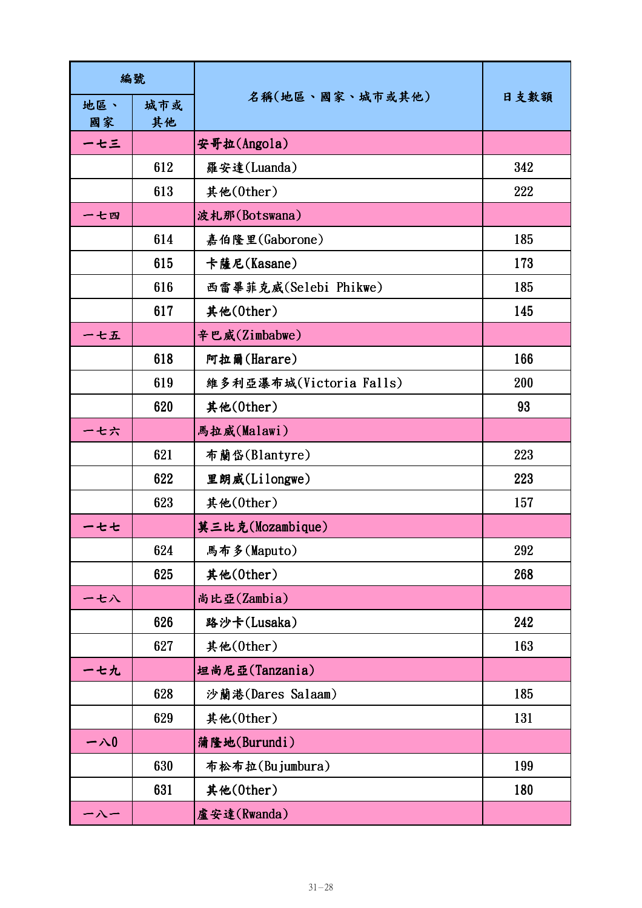| 編號 | | 名稱(地區、國家、城市或其他) | 日支數額 |
|---|---|---|---|
| 地區、國家 | 城市或其他 | | |
| 一七三 | | 安哥拉(Angola) | |
| | 612 | 羅安達(Luanda) | 342 |
| | 613 | 其他(Other) | 222 |
| 一七四 | | 波札那(Botswana) | |
| | 614 | 嘉伯隆里(Gaborone) | 185 |
| | 615 | 卡薩尼(Kasane) | 173 |
| | 616 | 西雷畢菲克威(Selebi Phikwe) | 185 |
| | 617 | 其他(Other) | 145 |
| 一七五 | | 辛巴威(Zimbabwe) | |
| | 618 | 阿拉爾(Harare) | 166 |
| | 619 | 維多利亞瀑布城(Victoria Falls) | 200 |
| | 620 | 其他(Other) | 93 |
| 一七六 | | 馬拉威(Malawi) | |
| | 621 | 布蘭岱(Blantyre) | 223 |
| | 622 | 里朗威(Lilongwe) | 223 |
| | 623 | 其他(Other) | 157 |
| 一七七 | | 莫三比克(Mozambique) | |
| | 624 | 馬布多(Maputo) | 292 |
| | 625 | 其他(Other) | 268 |
| 一七八 | | 尚比亞(Zambia) | |
| | 626 | 路沙卡(Lusaka) | 242 |
| | 627 | 其他(Other) | 163 |
| 一七九 | | 坦尚尼亞(Tanzania) | |
| | 628 | 沙蘭港(Dares Salaam) | 185 |
| | 629 | 其他(Other) | 131 |
| 一八0 | | 蒲隆地(Burundi) | |
| | 630 | 布松布拉(Bujumbura) | 199 |
| | 631 | 其他(Other) | 180 |
| 一八一 | | 盧安達(Rwanda) | |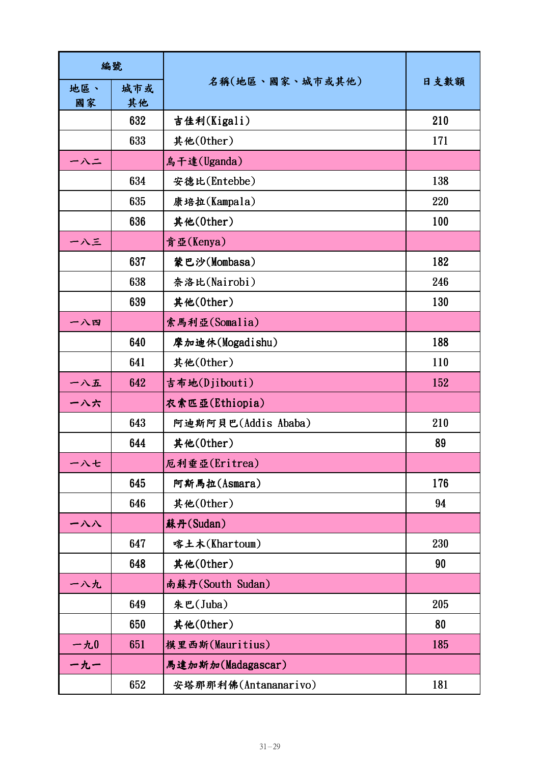| 編號 | | 名稱(地區、國家、城市或其他) | 日支數額 |
|---|---|---|---|
| 地區、國家 | 城市或其他 | | |
| | 632 | 吉佳利(Kigali) | 210 |
| | 633 | 其他(Other) | 171 |
| 一八二 | | 烏干達(Uganda) | |
| | 634 | 安德比(Entebbe) | 138 |
| | 635 | 康培拉(Kampala) | 220 |
| | 636 | 其他(Other) | 100 |
| 一八三 | | 肯亞(Kenya) | |
| | 637 | 蒙巴沙(Mombasa) | 182 |
| | 638 | 奈洛比(Nairobi) | 246 |
| | 639 | 其他(Other) | 130 |
| 一八四 | | 索馬利亞(Somalia) | |
| | 640 | 摩加迪休(Mogadishu) | 188 |
| | 641 | 其他(Other) | 110 |
| 一八五 | 642 | 吉布地(Djibouti) | 152 |
| 一八六 | | 衣索匹亞(Ethiopia) | |
| | 643 | 阿迪斯阿貝巴(Addis Ababa) | 210 |
| | 644 | 其他(Other) | 89 |
| 一八七 | | 厄利垂亞(Eritrea) | |
| | 645 | 阿斯馬拉(Asmara) | 176 |
| | 646 | 其他(Other) | 94 |
| 一八八 | | 蘇丹(Sudan) | |
| | 647 | 喀土木(Khartoum) | 230 |
| | 648 | 其他(Other) | 90 |
| 一八九 | | 南蘇丹(South Sudan) | |
| | 649 | 朱巴(Juba) | 205 |
| | 650 | 其他(Other) | 80 |
| 一九0 | 651 | 模里西斯(Mauritius) | 185 |
| 一九一 | | 馬達加斯加(Madagascar) | |
| | 652 | 安塔那那利佛(Antananarivo) | 181 |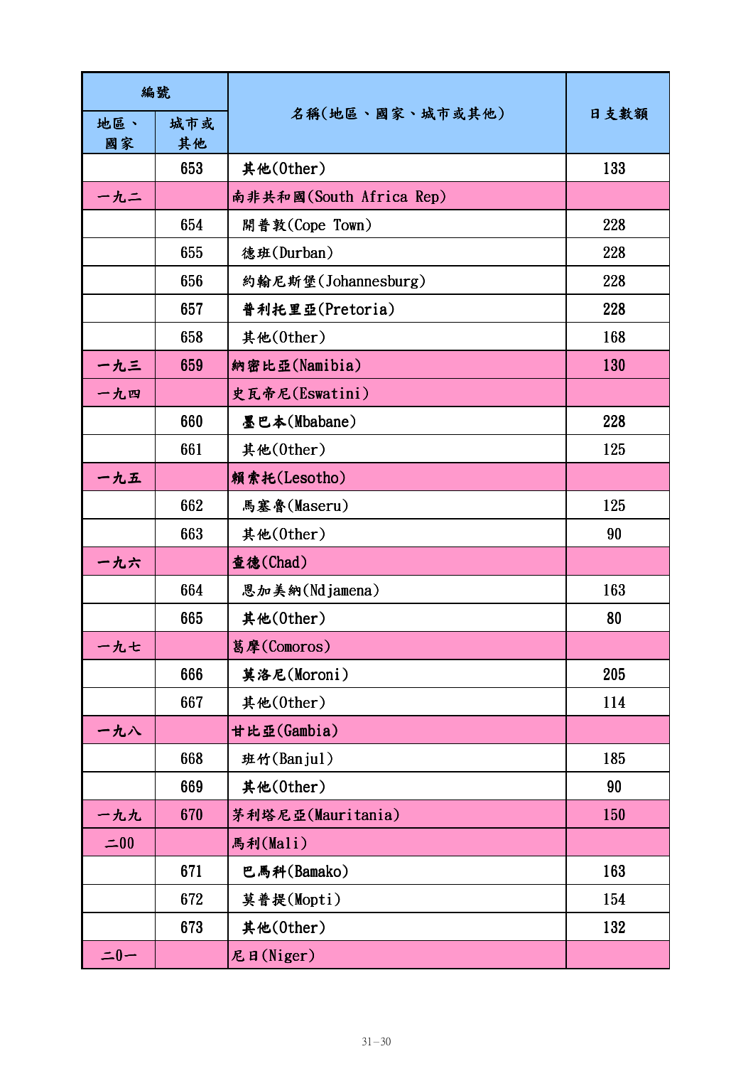| 編號 | | 名稱(地區、國家、城市或其他) | 日支數額 |
|---|---|---|---|
| 地區、國家 | 城市或其他 | | |
| | 653 | 其他(Other) | 133 |
| 一九二 | | 南非共和國(South Africa Rep) | |
| | 654 | 開普敦(Cope Town) | 228 |
| | 655 | 德班(Durban) | 228 |
| | 656 | 約翰尼斯堡(Johannesburg) | 228 |
| | 657 | 普利托里亞(Pretoria) | 228 |
| | 658 | 其他(Other) | 168 |
| 一九三 | 659 | 納密比亞(Namibia) | 130 |
| 一九四 | | 史瓦帝尼(Eswatini) | |
| | 660 | 墨巴本(Mbabane) | 228 |
| | 661 | 其他(Other) | 125 |
| 一九五 | | 賴索托(Lesotho) | |
| | 662 | 馬塞魯(Maseru) | 125 |
| | 663 | 其他(Other) | 90 |
| 一九六 | | 查德(Chad) | |
| | 664 | 恩加美納(Ndjamena) | 163 |
| | 665 | 其他(Other) | 80 |
| 一九七 | | 葛摩(Comoros) | |
| | 666 | 莫洛尼(Moroni) | 205 |
| | 667 | 其他(Other) | 114 |
| 一九八 | | 甘比亞(Gambia) | |
| | 668 | 班竹(Banjul) | 185 |
| | 669 | 其他(Other) | 90 |
| 一九九 | 670 | 茅利塔尼亞(Mauritania) | 150 |
| 二00 | | 馬利(Mali) | |
| | 671 | 巴馬科(Bamako) | 163 |
| | 672 | 莫普提(Mopti) | 154 |
| | 673 | 其他(Other) | 132 |
| 二0一 | | 尼日(Niger) | |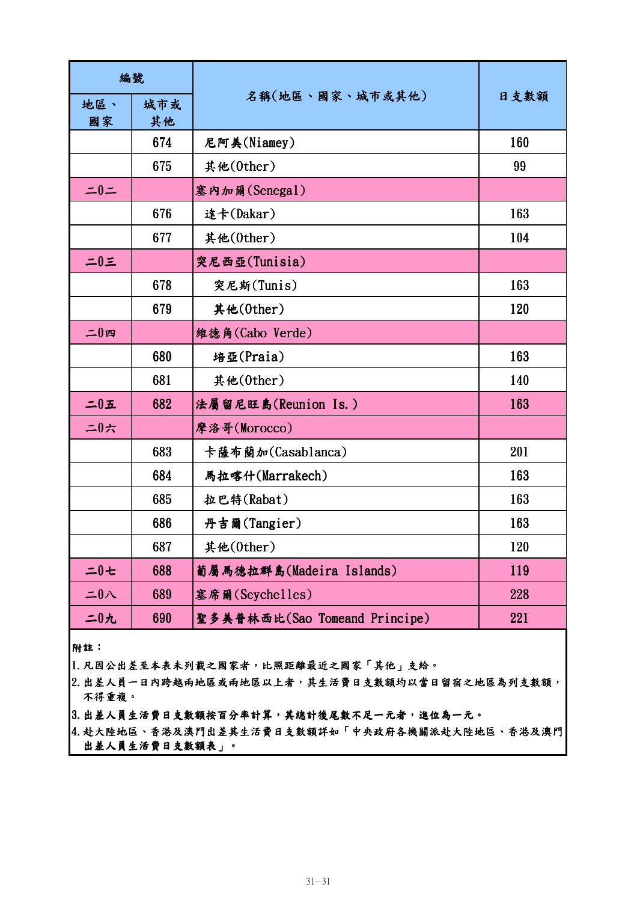| 編號 | | 名稱(地區、國家、城市或其他) | 日支數額 |
|---|---|---|---|
| 地區、國家 | 城市或其他 | | |
| | 674 | 尼阿美(Niamey) | 160 |
| | 675 | 其他(Other) | 99 |
| 二0二 | | 塞內加爾(Senegal) | |
| | 676 | 達卡(Dakar) | 163 |
| | 677 | 其他(Other) | 104 |
| 二0三 | | 突尼西亞(Tunisia) | |
| | 678 | 突尼斯(Tunis) | 163 |
| | 679 | 其他(Other) | 120 |
| 二0四 | | 維德角(Cabo Verde) | |
| | 680 | 培亞(Praia) | 163 |
| | 681 | 其他(Other) | 140 |
| 二0五 | 682 | 法屬留尼旺島(Reunion Is.) | 163 |
| 二0六 | | 摩洛哥(Morocco) | |
| | 683 | 卡薩布蘭加(Casablanca) | 201 |
| | 684 | 馬拉喀什(Marrakech) | 163 |
| | 685 | 拉巴特(Rabat) | 163 |
| | 686 | 丹吉爾(Tangier) | 163 |
| | 687 | 其他(Other) | 120 |
| 二0七 | 688 | 葡屬馬德拉群島(Madeira Islands) | 119 |
| 二0八 | 689 | 塞席爾(Seychelles) | 228 |
| 二0九 | 690 | 聖多美普林西比(Sao Tomeand Principe) | 221 |

附註：

1. 凡因公出差至本表未列載之國家者，比照距離最近之國家「其他」支給。
2. 出差人員一日內跨越兩地區或兩地區以上者，其生活費日支數額均以當日留宿之地區為列支數額，不得重複。
3. 出差人員生活費日支數額按百分率計算，其總計後尾數不足一元者，進位為一元。
4. 赴大陸地區、香港及澳門出差其生活費日支數額詳如「中央政府各機關派赴大陸地區、香港及澳門出差人員生活費日支數額表」。